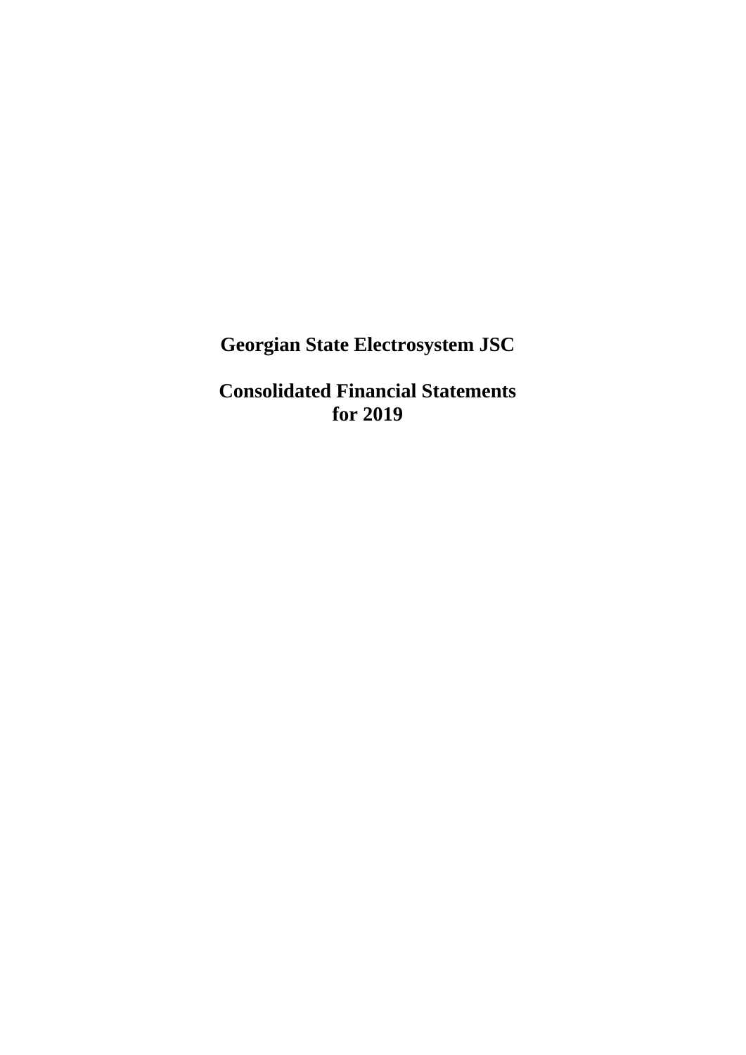# Georgian State Electrosystem JSC

## Consolidated Financial Statements for 2019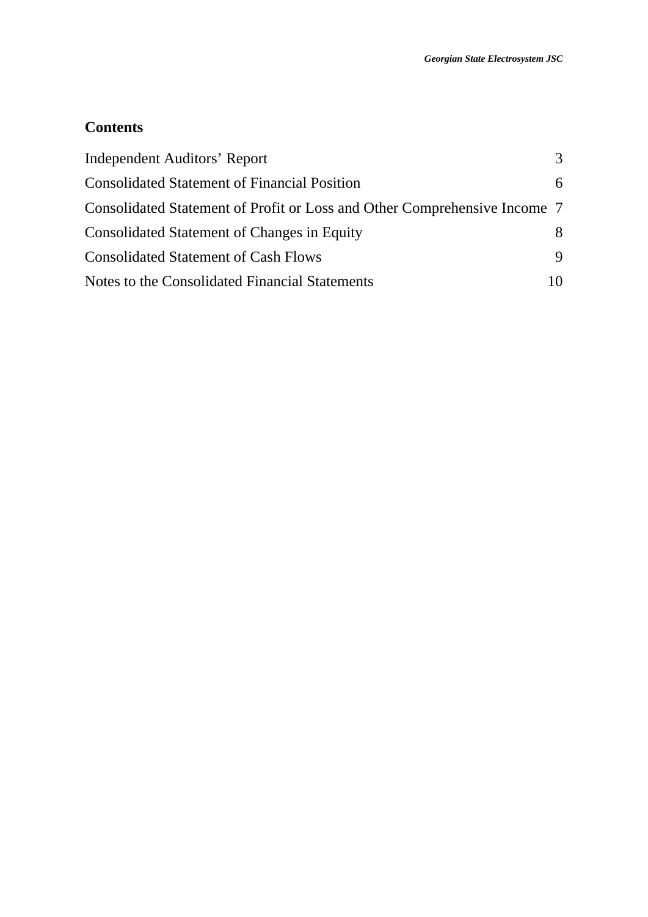## Contents

| | |
|---|---|
| Independent Auditors' Report | 3 |
| Consolidated Statement of Financial Position | 6 |
| Consolidated Statement of Profit or Loss and Other Comprehensive Income | 7 |
| Consolidated Statement of Changes in Equity | 8 |
| Consolidated Statement of Cash Flows | 9 |
| Notes to the Consolidated Financial Statements | 10 |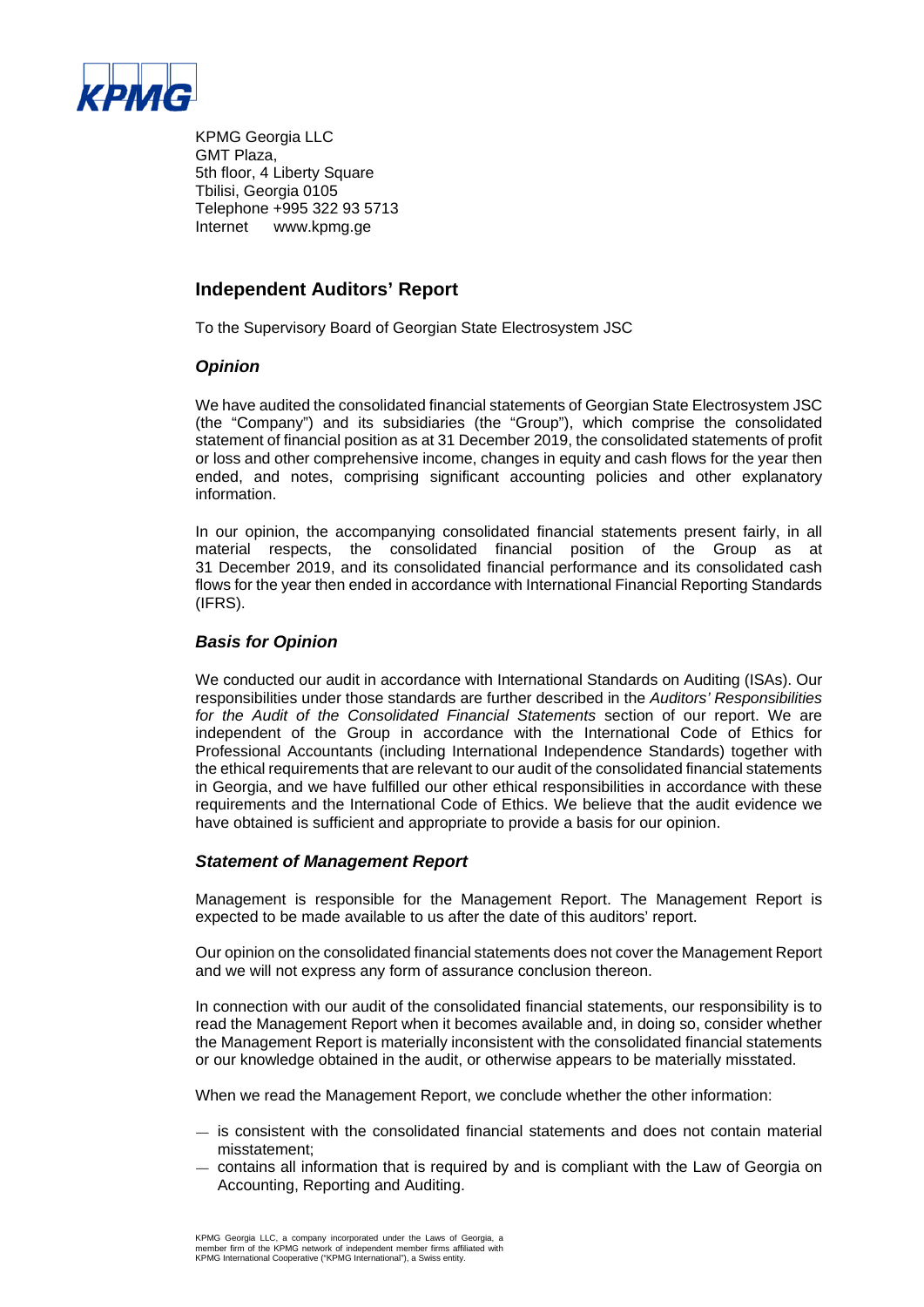KPMG Georgia LLC
GMT Plaza,
5th floor, 4 Liberty Square
Tbilisi, Georgia 0105
Telephone +995 322 93 5713
Internet www.kpmg.ge

# Independent Auditors' Report

To the Supervisory Board of Georgian State Electrosystem JSC

### *Opinion*

We have audited the consolidated financial statements of Georgian State Electrosystem JSC (the "Company") and its subsidiaries (the "Group"), which comprise the consolidated statement of financial position as at 31 December 2019, the consolidated statements of profit or loss and other comprehensive income, changes in equity and cash flows for the year then ended, and notes, comprising significant accounting policies and other explanatory information.

In our opinion, the accompanying consolidated financial statements present fairly, in all material respects, the consolidated financial position of the Group as at 31 December 2019, and its consolidated financial performance and its consolidated cash flows for the year then ended in accordance with International Financial Reporting Standards (IFRS).

### *Basis for Opinion*

We conducted our audit in accordance with International Standards on Auditing (ISAs). Our responsibilities under those standards are further described in the *Auditors' Responsibilities for the Audit of the Consolidated Financial Statements* section of our report. We are independent of the Group in accordance with the International Code of Ethics for Professional Accountants (including International Independence Standards) together with the ethical requirements that are relevant to our audit of the consolidated financial statements in Georgia, and we have fulfilled our other ethical responsibilities in accordance with these requirements and the International Code of Ethics. We believe that the audit evidence we have obtained is sufficient and appropriate to provide a basis for our opinion.

### *Statement of Management Report*

Management is responsible for the Management Report. The Management Report is expected to be made available to us after the date of this auditors' report.

Our opinion on the consolidated financial statements does not cover the Management Report and we will not express any form of assurance conclusion thereon.

In connection with our audit of the consolidated financial statements, our responsibility is to read the Management Report when it becomes available and, in doing so, consider whether the Management Report is materially inconsistent with the consolidated financial statements or our knowledge obtained in the audit, or otherwise appears to be materially misstated.

When we read the Management Report, we conclude whether the other information:

- is consistent with the consolidated financial statements and does not contain material misstatement;
- contains all information that is required by and is compliant with the Law of Georgia on Accounting, Reporting and Auditing.

KPMG Georgia LLC, a company incorporated under the Laws of Georgia, a member firm of the KPMG network of independent member firms affiliated with KPMG International Cooperative ("KPMG International"), a Swiss entity.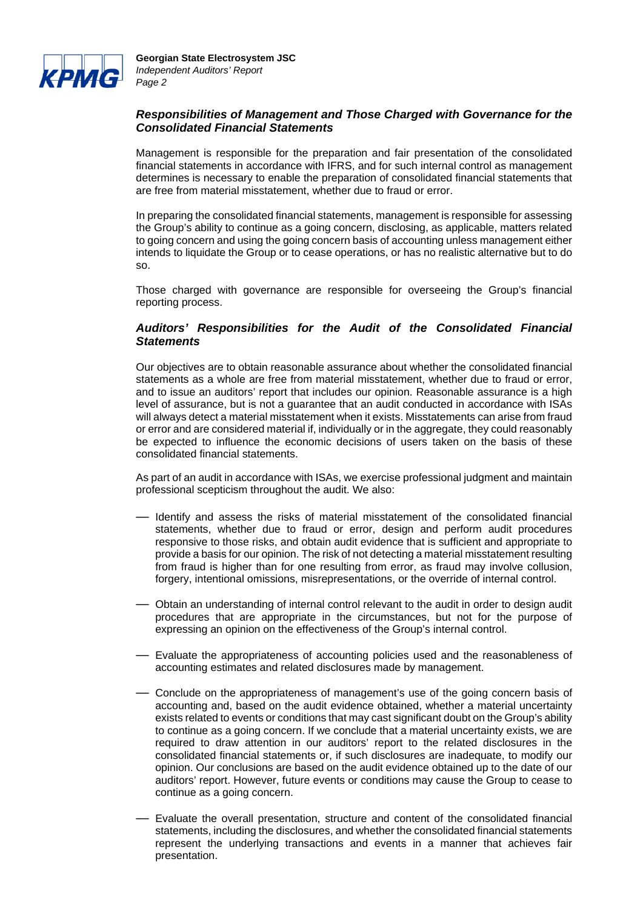### *Responsibilities of Management and Those Charged with Governance for the Consolidated Financial Statements*

Management is responsible for the preparation and fair presentation of the consolidated financial statements in accordance with IFRS, and for such internal control as management determines is necessary to enable the preparation of consolidated financial statements that are free from material misstatement, whether due to fraud or error.

In preparing the consolidated financial statements, management is responsible for assessing the Group's ability to continue as a going concern, disclosing, as applicable, matters related to going concern and using the going concern basis of accounting unless management either intends to liquidate the Group or to cease operations, or has no realistic alternative but to do so.

Those charged with governance are responsible for overseeing the Group's financial reporting process.

### *Auditors' Responsibilities for the Audit of the Consolidated Financial Statements*

Our objectives are to obtain reasonable assurance about whether the consolidated financial statements as a whole are free from material misstatement, whether due to fraud or error, and to issue an auditors' report that includes our opinion. Reasonable assurance is a high level of assurance, but is not a guarantee that an audit conducted in accordance with ISAs will always detect a material misstatement when it exists. Misstatements can arise from fraud or error and are considered material if, individually or in the aggregate, they could reasonably be expected to influence the economic decisions of users taken on the basis of these consolidated financial statements.

As part of an audit in accordance with ISAs, we exercise professional judgment and maintain professional scepticism throughout the audit. We also:

- Identify and assess the risks of material misstatement of the consolidated financial statements, whether due to fraud or error, design and perform audit procedures responsive to those risks, and obtain audit evidence that is sufficient and appropriate to provide a basis for our opinion. The risk of not detecting a material misstatement resulting from fraud is higher than for one resulting from error, as fraud may involve collusion, forgery, intentional omissions, misrepresentations, or the override of internal control.

- Obtain an understanding of internal control relevant to the audit in order to design audit procedures that are appropriate in the circumstances, but not for the purpose of expressing an opinion on the effectiveness of the Group's internal control.

- Evaluate the appropriateness of accounting policies used and the reasonableness of accounting estimates and related disclosures made by management.

- Conclude on the appropriateness of management's use of the going concern basis of accounting and, based on the audit evidence obtained, whether a material uncertainty exists related to events or conditions that may cast significant doubt on the Group's ability to continue as a going concern. If we conclude that a material uncertainty exists, we are required to draw attention in our auditors' report to the related disclosures in the consolidated financial statements or, if such disclosures are inadequate, to modify our opinion. Our conclusions are based on the audit evidence obtained up to the date of our auditors' report. However, future events or conditions may cause the Group to cease to continue as a going concern.

- Evaluate the overall presentation, structure and content of the consolidated financial statements, including the disclosures, and whether the consolidated financial statements represent the underlying transactions and events in a manner that achieves fair presentation.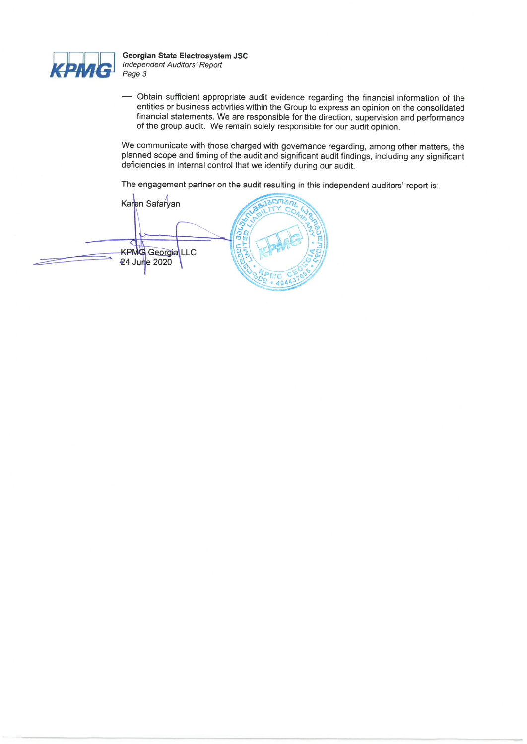- Obtain sufficient appropriate audit evidence regarding the financial information of the entities or business activities within the Group to express an opinion on the consolidated financial statements. We are responsible for the direction, supervision and performance of the group audit. We remain solely responsible for our audit opinion.

We communicate with those charged with governance regarding, among other matters, the planned scope and timing of the audit and significant audit findings, including any significant deficiencies in internal control that we identify during our audit.

The engagement partner on the audit resulting in this independent auditors' report is:

Karen Safaryan

KPMG Georgia LLC
24 June 2020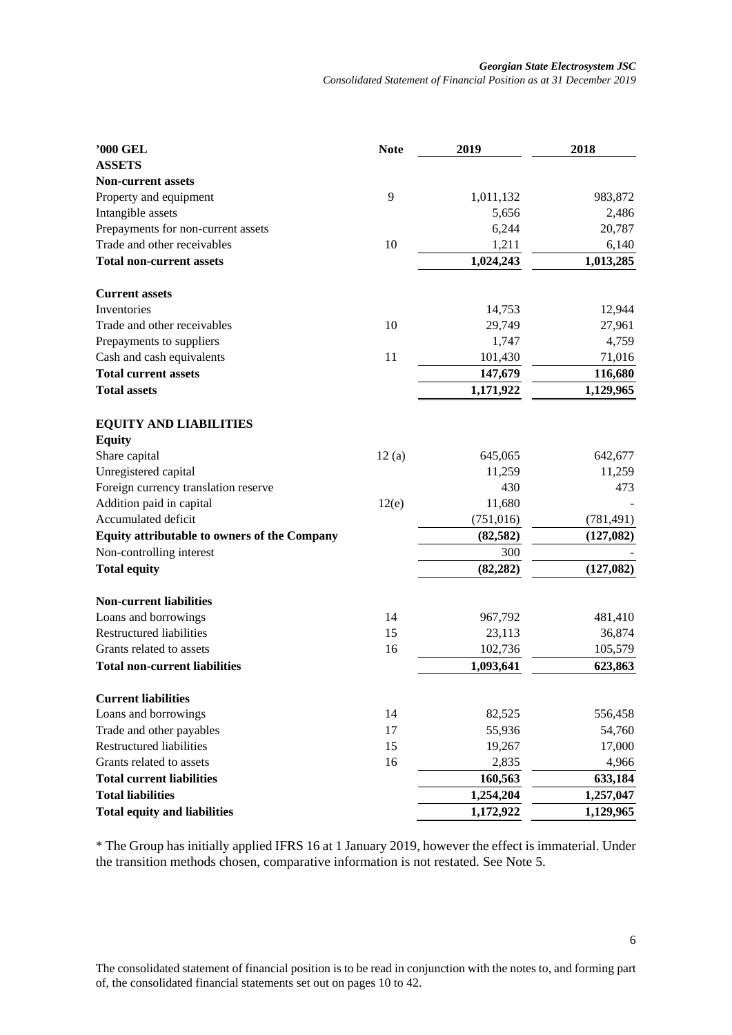| '000 GEL | Note | 2019 | 2018 |
|---|---|---|---|
| **ASSETS** | | | |
| **Non-current assets** | | | |
| Property and equipment | 9 | 1,011,132 | 983,872 |
| Intangible assets | | 5,656 | 2,486 |
| Prepayments for non-current assets | | 6,244 | 20,787 |
| Trade and other receivables | 10 | 1,211 | 6,140 |
| **Total non-current assets** | | **1,024,243** | **1,013,285** |
| | | | |
| **Current assets** | | | |
| Inventories | | 14,753 | 12,944 |
| Trade and other receivables | 10 | 29,749 | 27,961 |
| Prepayments to suppliers | | 1,747 | 4,759 |
| Cash and cash equivalents | 11 | 101,430 | 71,016 |
| **Total current assets** | | **147,679** | **116,680** |
| **Total assets** | | **1,171,922** | **1,129,965** |
| | | | |
| **EQUITY AND LIABILITIES** | | | |
| **Equity** | | | |
| Share capital | 12 (a) | 645,065 | 642,677 |
| Unregistered capital | | 11,259 | 11,259 |
| Foreign currency translation reserve | | 430 | 473 |
| Addition paid in capital | 12(e) | 11,680 | - |
| Accumulated deficit | | (751,016) | (781,491) |
| **Equity attributable to owners of the Company** | | **(82,582)** | **(127,082)** |
| Non-controlling interest | | 300 | - |
| **Total equity** | | **(82,282)** | **(127,082)** |
| | | | |
| **Non-current liabilities** | | | |
| Loans and borrowings | 14 | 967,792 | 481,410 |
| Restructured liabilities | 15 | 23,113 | 36,874 |
| Grants related to assets | 16 | 102,736 | 105,579 |
| **Total non-current liabilities** | | **1,093,641** | **623,863** |
| | | | |
| **Current liabilities** | | | |
| Loans and borrowings | 14 | 82,525 | 556,458 |
| Trade and other payables | 17 | 55,936 | 54,760 |
| Restructured liabilities | 15 | 19,267 | 17,000 |
| Grants related to assets | 16 | 2,835 | 4,966 |
| **Total current liabilities** | | **160,563** | **633,184** |
| **Total liabilities** | | **1,254,204** | **1,257,047** |
| **Total equity and liabilities** | | **1,172,922** | **1,129,965** |

* The Group has initially applied IFRS 16 at 1 January 2019, however the effect is immaterial. Under the transition methods chosen, comparative information is not restated. See Note 5.

The consolidated statement of financial position is to be read in conjunction with the notes to, and forming part of, the consolidated financial statements set out on pages 10 to 42.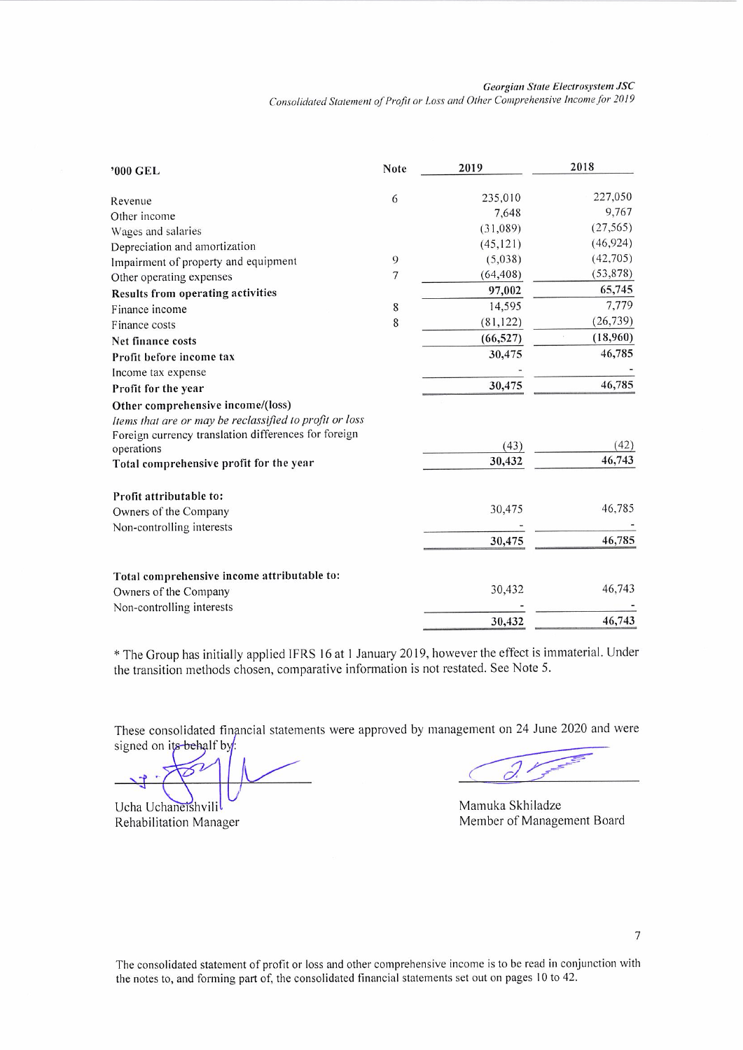| '000 GEL | Note | 2019 | 2018 |
|---|---|---|---|
| Revenue | 6 | 235,010 | 227,050 |
| Other income | | 7,648 | 9,767 |
| Wages and salaries | | (31,089) | (27,565) |
| Depreciation and amortization | | (45,121) | (46,924) |
| Impairment of property and equipment | 9 | (5,038) | (42,705) |
| Other operating expenses | 7 | (64,408) | (53,878) |
| **Results from operating activities** | | **97,002** | **65,745** |
| Finance income | 8 | 14,595 | 7,779 |
| Finance costs | 8 | (81,122) | (26,739) |
| **Net finance costs** | | **(66,527)** | **(18,960)** |
| **Profit before income tax** | | **30,475** | **46,785** |
| Income tax expense | | - | - |
| **Profit for the year** | | **30,475** | **46,785** |
| **Other comprehensive income/(loss)** | | | |
| *Items that are or may be reclassified to profit or loss* | | | |
| Foreign currency translation differences for foreign operations | | (43) | (42) |
| **Total comprehensive profit for the year** | | **30,432** | **46,743** |
| | | | |
| **Profit attributable to:** | | | |
| Owners of the Company | | 30,475 | 46,785 |
| Non-controlling interests | | - | - |
| | | **30,475** | **46,785** |
| | | | |
| **Total comprehensive income attributable to:** | | | |
| Owners of the Company | | 30,432 | 46,743 |
| Non-controlling interests | | - | - |
| | | **30,432** | **46,743** |

\* The Group has initially applied IFRS 16 at 1 January 2019, however the effect is immaterial. Under the transition methods chosen, comparative information is not restated. See Note 5.

These consolidated financial statements were approved by management on 24 June 2020 and were signed on its behalf by:

Ucha Uchaneishvili
Rehabilitation Manager

Mamuka Skhiladze
Member of Management Board

The consolidated statement of profit or loss and other comprehensive income is to be read in conjunction with the notes to, and forming part of, the consolidated financial statements set out on pages 10 to 42.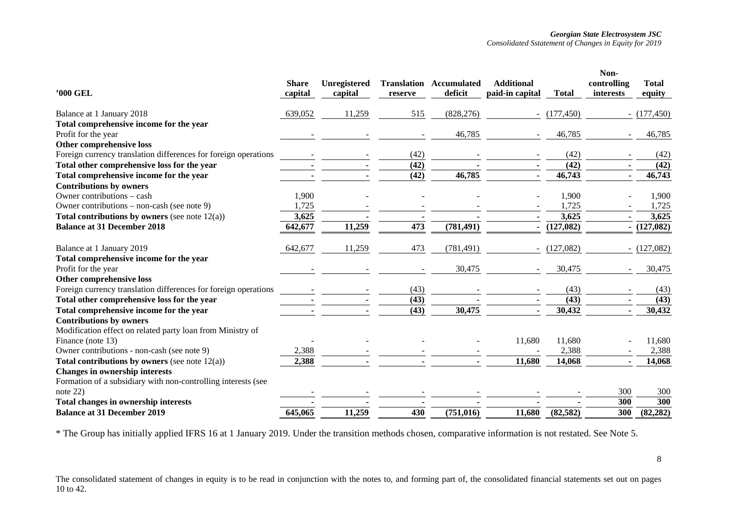| '000 GEL | Share capital | Unregistered capital | Translation reserve | Accumulated deficit | Additional paid-in capital | Total | Non-controlling interests | Total equity |
|---|---|---|---|---|---|---|---|---|
| Balance at 1 January 2018 | 639,052 | 11,259 | 515 | (828,276) | - | (177,450) | - | (177,450) |
| **Total comprehensive income for the year** | | | | | | | | |
| Profit for the year | - | - | - | 46,785 | - | 46,785 | - | 46,785 |
| **Other comprehensive loss** | | | | | | | | |
| Foreign currency translation differences for foreign operations | - | - | (42) | - | - | (42) | - | (42) |
| **Total other comprehensive loss for the year** | **-** | **-** | **(42)** | **-** | **-** | **(42)** | **-** | **(42)** |
| **Total comprehensive income for the year** | **-** | **-** | **(42)** | **46,785** | **-** | **46,743** | **-** | **46,743** |
| **Contributions by owners** | | | | | | | | |
| Owner contributions – cash | 1,900 | - | - | - | - | 1,900 | - | 1,900 |
| Owner contributions – non-cash (see note 9) | 1,725 | - | - | - | - | 1,725 | - | 1,725 |
| **Total contributions by owners** (see note 12(a)) | **3,625** | **-** | **-** | **-** | **-** | **3,625** | **-** | **3,625** |
| **Balance at 31 December 2018** | **642,677** | **11,259** | **473** | **(781,491)** | **-** | **(127,082)** | **-** | **(127,082)** |
| | | | | | | | | |
| Balance at 1 January 2019 | 642,677 | 11,259 | 473 | (781,491) | - | (127,082) | - | (127,082) |
| **Total comprehensive income for the year** | | | | | | | | |
| Profit for the year | - | - | - | 30,475 | - | 30,475 | - | 30,475 |
| **Other comprehensive loss** | | | | | | | | |
| Foreign currency translation differences for foreign operations | - | - | (43) | - | - | (43) | - | (43) |
| **Total other comprehensive loss for the year** | **-** | **-** | **(43)** | **-** | **-** | **(43)** | **-** | **(43)** |
| **Total comprehensive income for the year** | **-** | **-** | **(43)** | **30,475** | **-** | **30,432** | **-** | **30,432** |
| **Contributions by owners** | | | | | | | | |
| Modification effect on related party loan from Ministry of Finance (note 13) | - | - | - | - | 11,680 | 11,680 | - | 11,680 |
| Owner contributions - non-cash (see note 9) | 2,388 | - | - | - | - | 2,388 | - | 2,388 |
| **Total contributions by owners** (see note 12(a)) | **2,388** | **-** | **-** | **-** | **11,680** | **14,068** | **-** | **14,068** |
| **Changes in ownership interests** | | | | | | | | |
| Formation of a subsidiary with non-controlling interests (see note 22) | - | - | - | - | - | - | 300 | 300 |
| **Total changes in ownership interests** | **-** | **-** | **-** | **-** | **-** | **-** | **300** | **300** |
| **Balance at 31 December 2019** | **645,065** | **11,259** | **430** | **(751,016)** | **11,680** | **(82,582)** | **300** | **(82,282)** |

* The Group has initially applied IFRS 16 at 1 January 2019. Under the transition methods chosen, comparative information is not restated. See Note 5.

The consolidated statement of changes in equity is to be read in conjunction with the notes to, and forming part of, the consolidated financial statements set out on pages 10 to 42.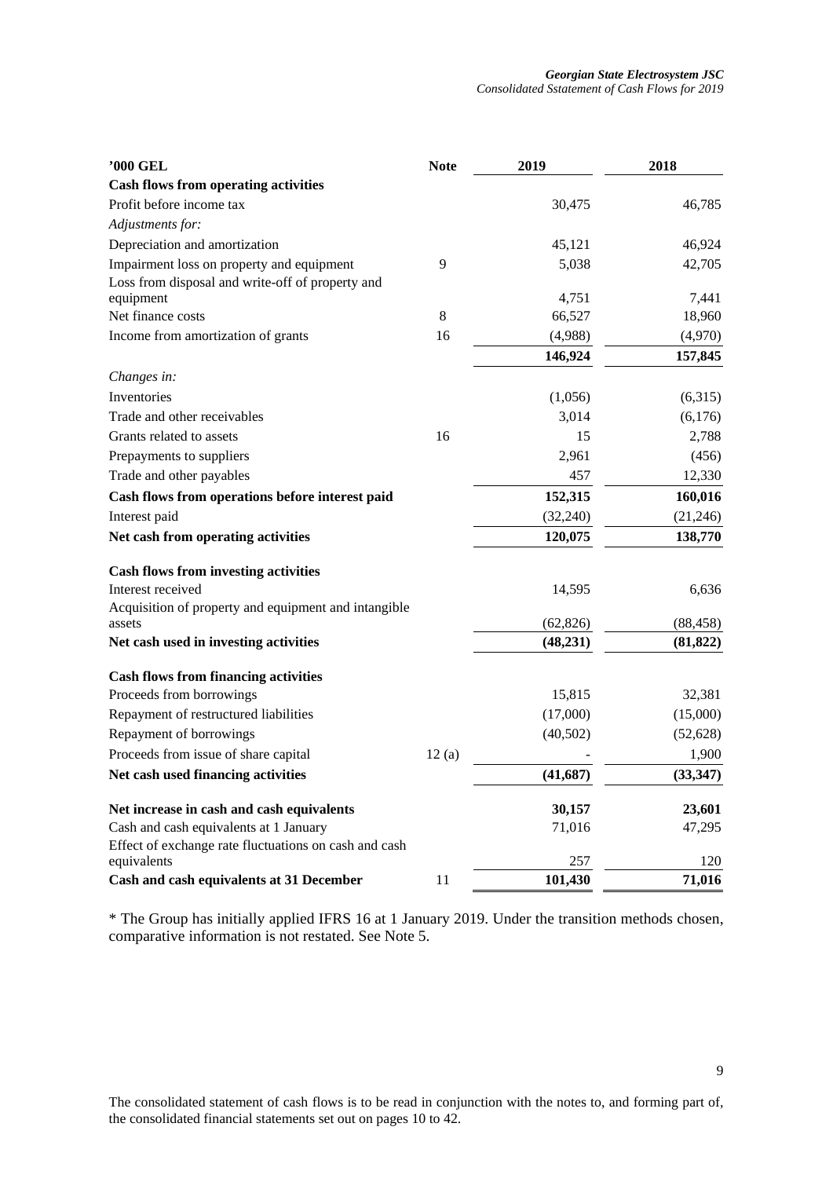| '000 GEL | Note | 2019 | 2018 |
|---|---|---|---|
| **Cash flows from operating activities** | | | |
| Profit before income tax | | 30,475 | 46,785 |
| *Adjustments for:* | | | |
| Depreciation and amortization | | 45,121 | 46,924 |
| Impairment loss on property and equipment | 9 | 5,038 | 42,705 |
| Loss from disposal and write-off of property and equipment | | 4,751 | 7,441 |
| Net finance costs | 8 | 66,527 | 18,960 |
| Income from amortization of grants | 16 | (4,988) | (4,970) |
| | | **146,924** | **157,845** |
| *Changes in:* | | | |
| Inventories | | (1,056) | (6,315) |
| Trade and other receivables | | 3,014 | (6,176) |
| Grants related to assets | 16 | 15 | 2,788 |
| Prepayments to suppliers | | 2,961 | (456) |
| Trade and other payables | | 457 | 12,330 |
| **Cash flows from operations before interest paid** | | **152,315** | **160,016** |
| Interest paid | | (32,240) | (21,246) |
| **Net cash from operating activities** | | **120,075** | **138,770** |
| **Cash flows from investing activities** | | | |
| Interest received | | 14,595 | 6,636 |
| Acquisition of property and equipment and intangible assets | | (62,826) | (88,458) |
| **Net cash used in investing activities** | | **(48,231)** | **(81,822)** |
| **Cash flows from financing activities** | | | |
| Proceeds from borrowings | | 15,815 | 32,381 |
| Repayment of restructured liabilities | | (17,000) | (15,000) |
| Repayment of borrowings | | (40,502) | (52,628) |
| Proceeds from issue of share capital | 12 (a) | - | 1,900 |
| **Net cash used financing activities** | | **(41,687)** | **(33,347)** |
| **Net increase in cash and cash equivalents** | | **30,157** | **23,601** |
| Cash and cash equivalents at 1 January | | 71,016 | 47,295 |
| Effect of exchange rate fluctuations on cash and cash equivalents | | 257 | 120 |
| **Cash and cash equivalents at 31 December** | 11 | **101,430** | **71,016** |

* The Group has initially applied IFRS 16 at 1 January 2019. Under the transition methods chosen, comparative information is not restated. See Note 5.

The consolidated statement of cash flows is to be read in conjunction with the notes to, and forming part of, the consolidated financial statements set out on pages 10 to 42.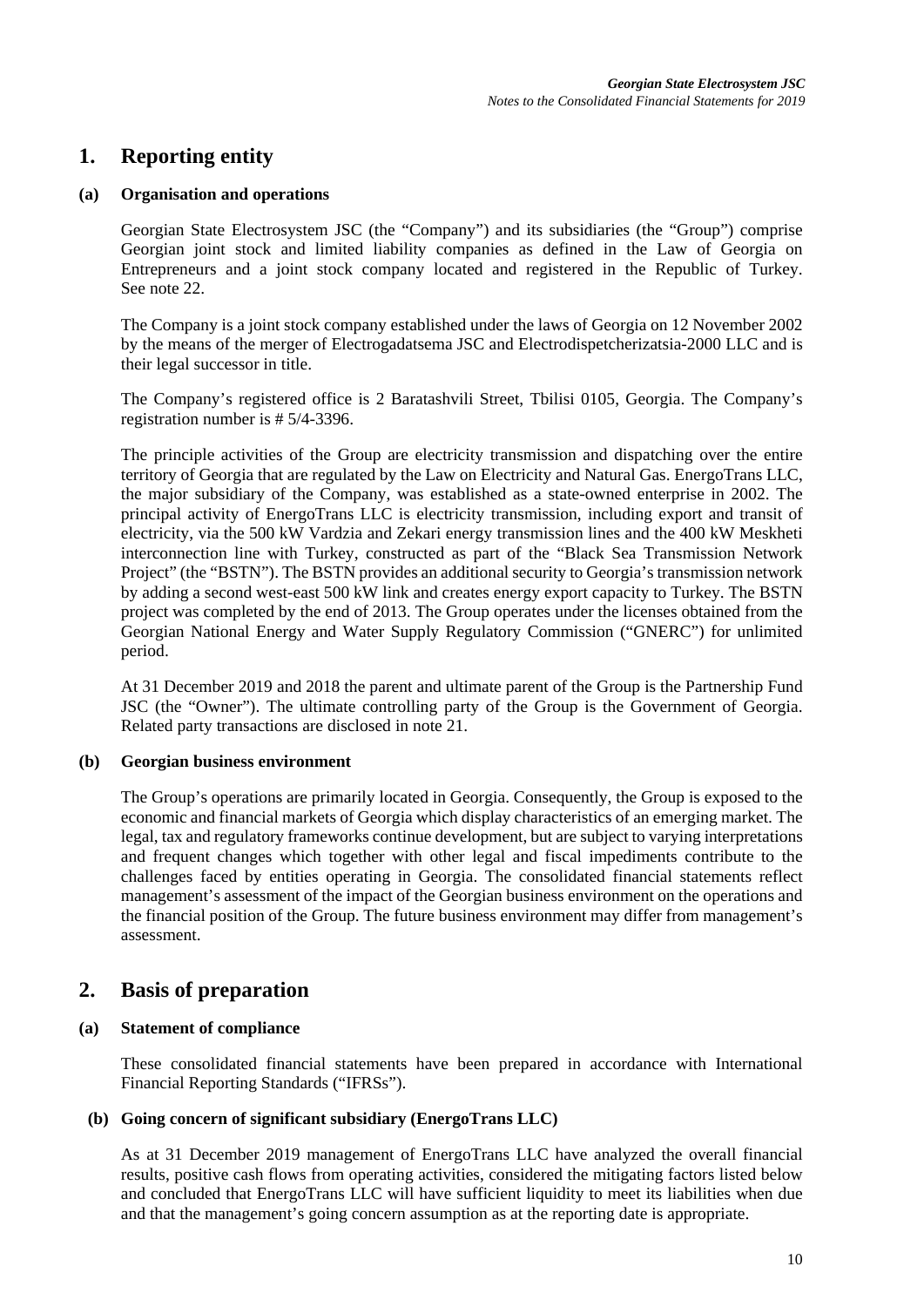# 1. Reporting entity

### (a) Organisation and operations

Georgian State Electrosystem JSC (the "Company") and its subsidiaries (the "Group") comprise Georgian joint stock and limited liability companies as defined in the Law of Georgia on Entrepreneurs and a joint stock company located and registered in the Republic of Turkey. See note 22.

The Company is a joint stock company established under the laws of Georgia on 12 November 2002 by the means of the merger of Electrogadatsema JSC and Electrodispetcherizatsia-2000 LLC and is their legal successor in title.

The Company's registered office is 2 Baratashvili Street, Tbilisi 0105, Georgia. The Company's registration number is # 5/4-3396.

The principle activities of the Group are electricity transmission and dispatching over the entire territory of Georgia that are regulated by the Law on Electricity and Natural Gas. EnergoTrans LLC, the major subsidiary of the Company, was established as a state-owned enterprise in 2002. The principal activity of EnergoTrans LLC is electricity transmission, including export and transit of electricity, via the 500 kW Vardzia and Zekari energy transmission lines and the 400 kW Meskheti interconnection line with Turkey, constructed as part of the "Black Sea Transmission Network Project" (the "BSTN"). The BSTN provides an additional security to Georgia's transmission network by adding a second west-east 500 kW link and creates energy export capacity to Turkey. The BSTN project was completed by the end of 2013. The Group operates under the licenses obtained from the Georgian National Energy and Water Supply Regulatory Commission ("GNERC") for unlimited period.

At 31 December 2019 and 2018 the parent and ultimate parent of the Group is the Partnership Fund JSC (the "Owner"). The ultimate controlling party of the Group is the Government of Georgia. Related party transactions are disclosed in note 21.

### (b) Georgian business environment

The Group's operations are primarily located in Georgia. Consequently, the Group is exposed to the economic and financial markets of Georgia which display characteristics of an emerging market. The legal, tax and regulatory frameworks continue development, but are subject to varying interpretations and frequent changes which together with other legal and fiscal impediments contribute to the challenges faced by entities operating in Georgia. The consolidated financial statements reflect management's assessment of the impact of the Georgian business environment on the operations and the financial position of the Group. The future business environment may differ from management's assessment.

# 2. Basis of preparation

### (a) Statement of compliance

These consolidated financial statements have been prepared in accordance with International Financial Reporting Standards ("IFRSs").

### (b) Going concern of significant subsidiary (EnergoTrans LLC)

As at 31 December 2019 management of EnergoTrans LLC have analyzed the overall financial results, positive cash flows from operating activities, considered the mitigating factors listed below and concluded that EnergoTrans LLC will have sufficient liquidity to meet its liabilities when due and that the management's going concern assumption as at the reporting date is appropriate.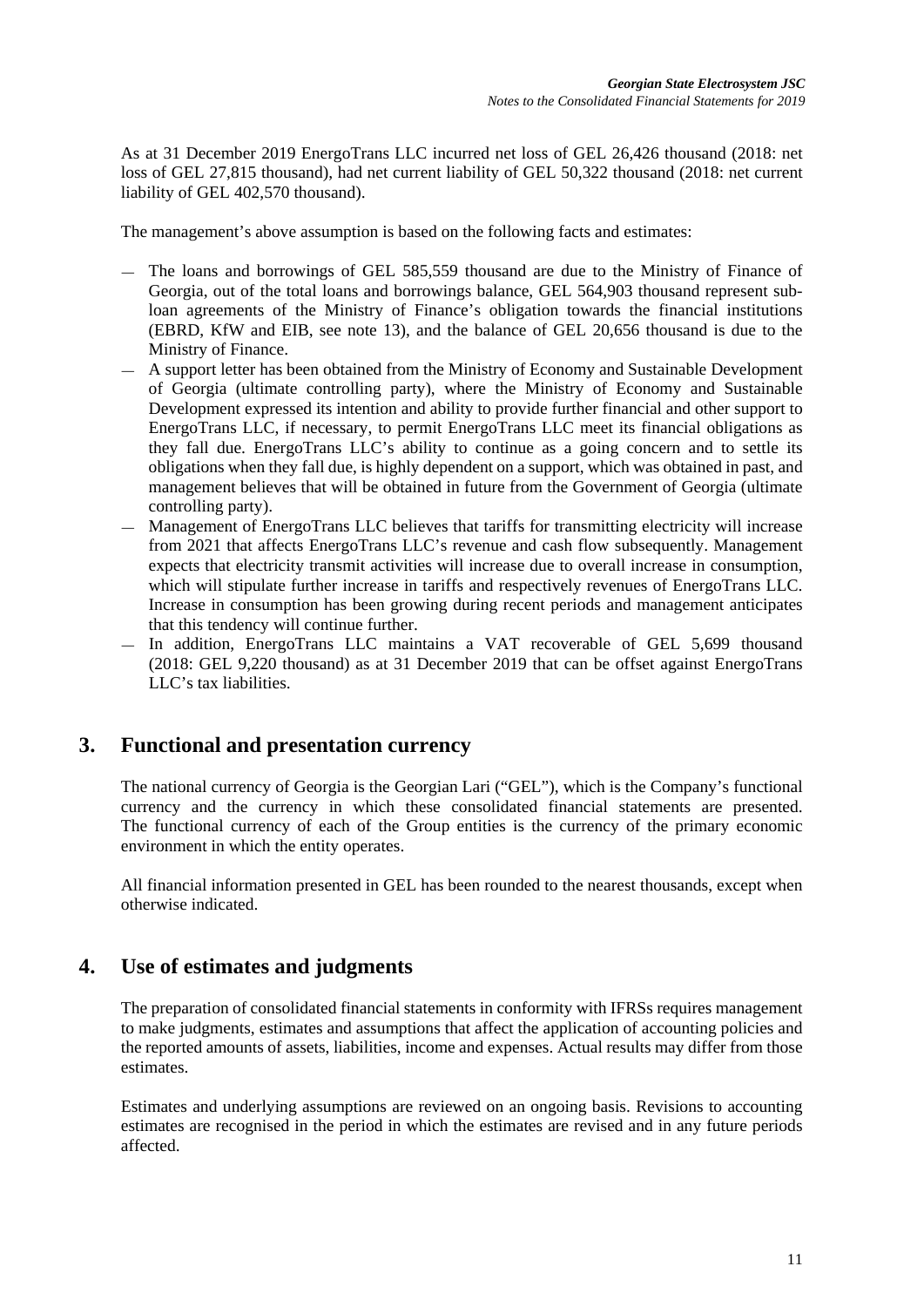As at 31 December 2019 EnergoTrans LLC incurred net loss of GEL 26,426 thousand (2018: net loss of GEL 27,815 thousand), had net current liability of GEL 50,322 thousand (2018: net current liability of GEL 402,570 thousand).

The management's above assumption is based on the following facts and estimates:

- The loans and borrowings of GEL 585,559 thousand are due to the Ministry of Finance of Georgia, out of the total loans and borrowings balance, GEL 564,903 thousand represent sub-loan agreements of the Ministry of Finance's obligation towards the financial institutions (EBRD, KfW and EIB, see note 13), and the balance of GEL 20,656 thousand is due to the Ministry of Finance.
- A support letter has been obtained from the Ministry of Economy and Sustainable Development of Georgia (ultimate controlling party), where the Ministry of Economy and Sustainable Development expressed its intention and ability to provide further financial and other support to EnergoTrans LLC, if necessary, to permit EnergoTrans LLC meet its financial obligations as they fall due. EnergoTrans LLC's ability to continue as a going concern and to settle its obligations when they fall due, is highly dependent on a support, which was obtained in past, and management believes that will be obtained in future from the Government of Georgia (ultimate controlling party).
- Management of EnergoTrans LLC believes that tariffs for transmitting electricity will increase from 2021 that affects EnergoTrans LLC's revenue and cash flow subsequently. Management expects that electricity transmit activities will increase due to overall increase in consumption, which will stipulate further increase in tariffs and respectively revenues of EnergoTrans LLC. Increase in consumption has been growing during recent periods and management anticipates that this tendency will continue further.
- In addition, EnergoTrans LLC maintains a VAT recoverable of GEL 5,699 thousand (2018: GEL 9,220 thousand) as at 31 December 2019 that can be offset against EnergoTrans LLC's tax liabilities.

## 3. Functional and presentation currency

The national currency of Georgia is the Georgian Lari ("GEL"), which is the Company's functional currency and the currency in which these consolidated financial statements are presented. The functional currency of each of the Group entities is the currency of the primary economic environment in which the entity operates.

All financial information presented in GEL has been rounded to the nearest thousands, except when otherwise indicated.

## 4. Use of estimates and judgments

The preparation of consolidated financial statements in conformity with IFRSs requires management to make judgments, estimates and assumptions that affect the application of accounting policies and the reported amounts of assets, liabilities, income and expenses. Actual results may differ from those estimates.

Estimates and underlying assumptions are reviewed on an ongoing basis. Revisions to accounting estimates are recognised in the period in which the estimates are revised and in any future periods affected.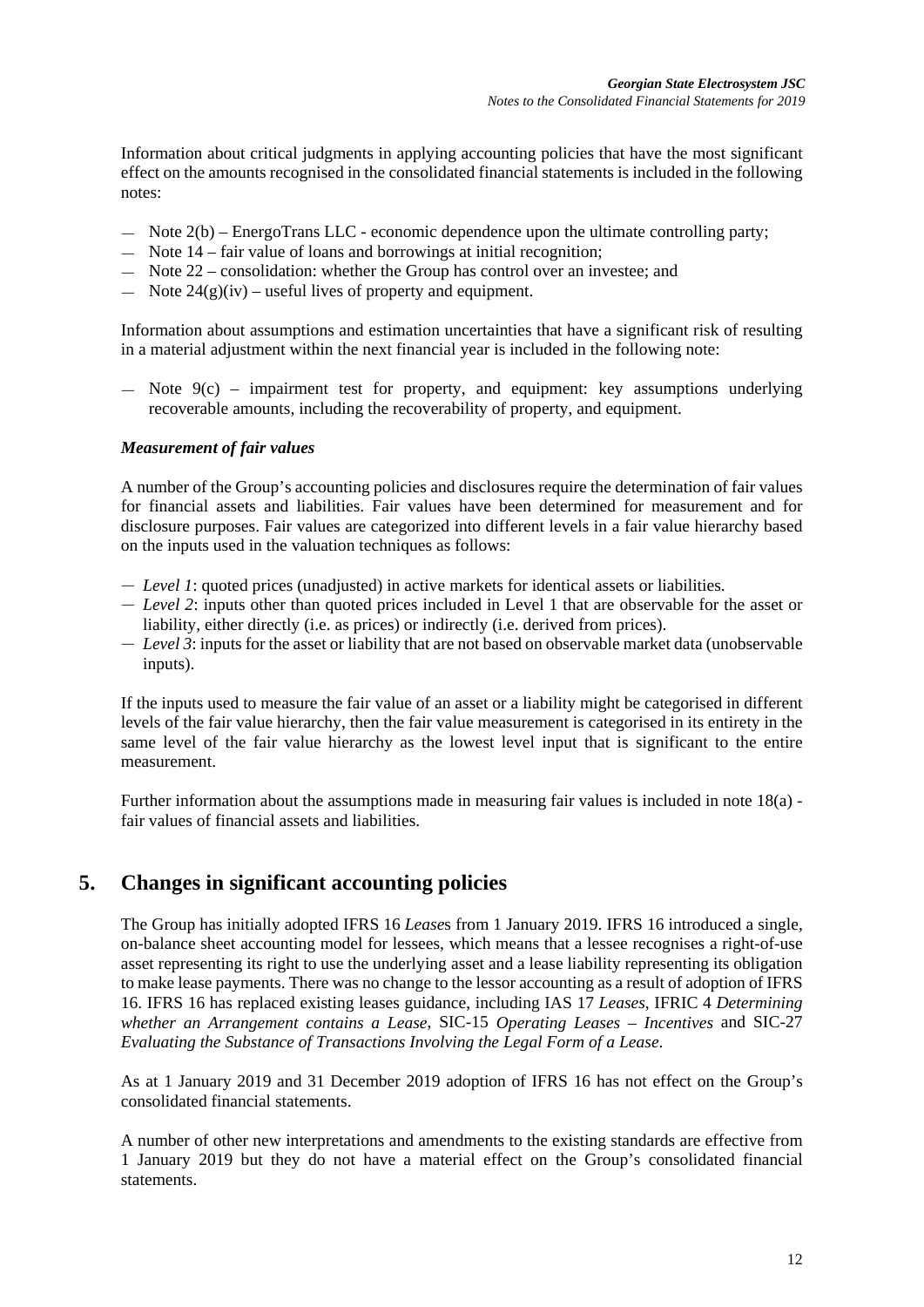Information about critical judgments in applying accounting policies that have the most significant effect on the amounts recognised in the consolidated financial statements is included in the following notes:

- Note 2(b) – EnergoTrans LLC - economic dependence upon the ultimate controlling party;
- Note 14 – fair value of loans and borrowings at initial recognition;
- Note 22 – consolidation: whether the Group has control over an investee; and
- Note 24(g)(iv) – useful lives of property and equipment.

Information about assumptions and estimation uncertainties that have a significant risk of resulting in a material adjustment within the next financial year is included in the following note:

- Note 9(c) – impairment test for property, and equipment: key assumptions underlying recoverable amounts, including the recoverability of property, and equipment.

***Measurement of fair values***

A number of the Group's accounting policies and disclosures require the determination of fair values for financial assets and liabilities. Fair values have been determined for measurement and for disclosure purposes. Fair values are categorized into different levels in a fair value hierarchy based on the inputs used in the valuation techniques as follows:

- *Level 1*: quoted prices (unadjusted) in active markets for identical assets or liabilities.
- *Level 2*: inputs other than quoted prices included in Level 1 that are observable for the asset or liability, either directly (i.e. as prices) or indirectly (i.e. derived from prices).
- *Level 3*: inputs for the asset or liability that are not based on observable market data (unobservable inputs).

If the inputs used to measure the fair value of an asset or a liability might be categorised in different levels of the fair value hierarchy, then the fair value measurement is categorised in its entirety in the same level of the fair value hierarchy as the lowest level input that is significant to the entire measurement.

Further information about the assumptions made in measuring fair values is included in note 18(a) - fair values of financial assets and liabilities.

## 5. Changes in significant accounting policies

The Group has initially adopted IFRS 16 *Leases* from 1 January 2019. IFRS 16 introduced a single, on-balance sheet accounting model for lessees, which means that a lessee recognises a right-of-use asset representing its right to use the underlying asset and a lease liability representing its obligation to make lease payments. There was no change to the lessor accounting as a result of adoption of IFRS 16. IFRS 16 has replaced existing leases guidance, including IAS 17 *Leases*, IFRIC 4 *Determining whether an Arrangement contains a Lease*, SIC-15 *Operating Leases – Incentives* and SIC-27 *Evaluating the Substance of Transactions Involving the Legal Form of a Lease*.

As at 1 January 2019 and 31 December 2019 adoption of IFRS 16 has not effect on the Group's consolidated financial statements.

A number of other new interpretations and amendments to the existing standards are effective from 1 January 2019 but they do not have a material effect on the Group's consolidated financial statements.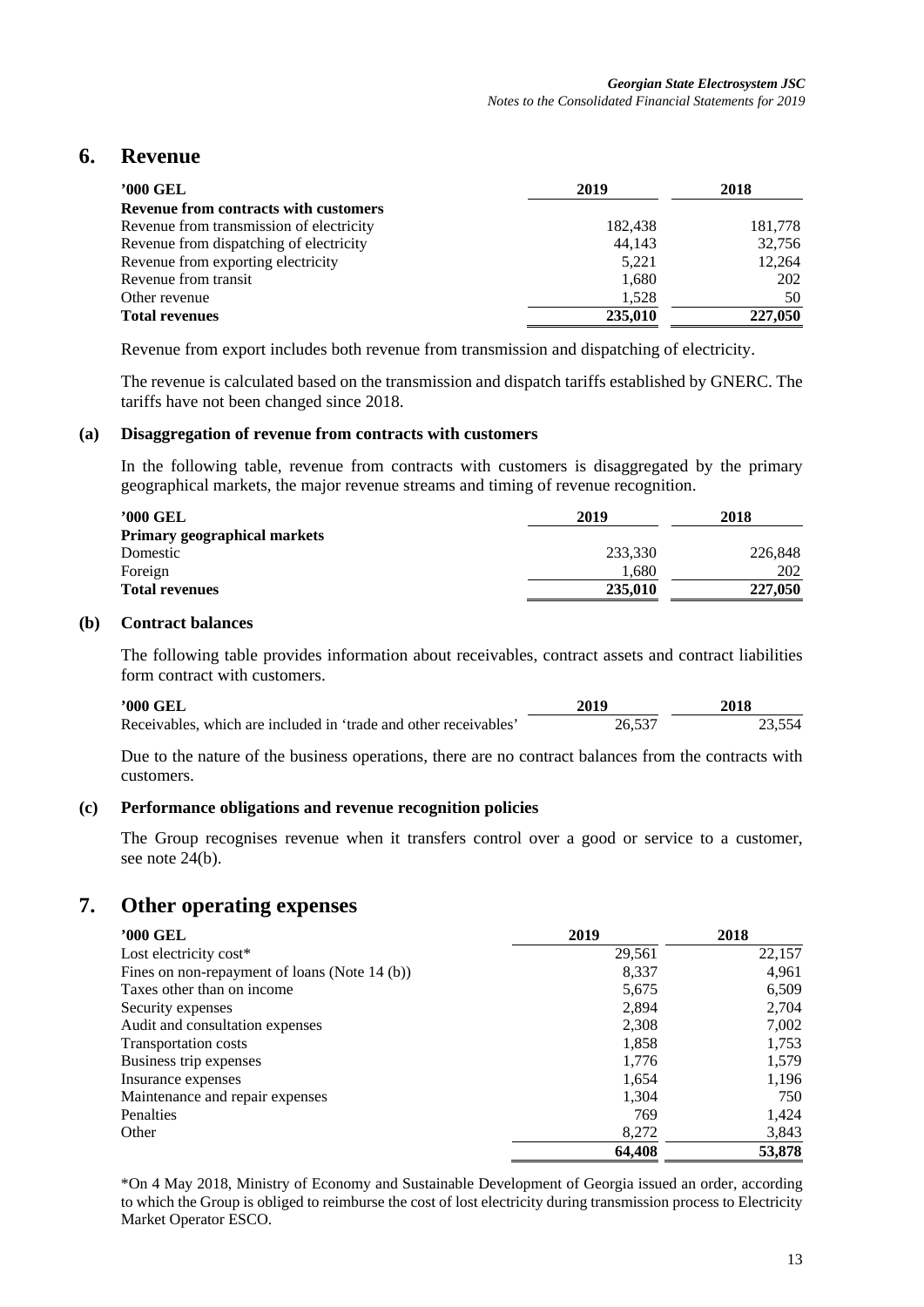## 6. Revenue

| '000 GEL | 2019 | 2018 |
|---|---|---|
| **Revenue from contracts with customers** | | |
| Revenue from transmission of electricity | 182,438 | 181,778 |
| Revenue from dispatching of electricity | 44,143 | 32,756 |
| Revenue from exporting electricity | 5,221 | 12,264 |
| Revenue from transit | 1,680 | 202 |
| Other revenue | 1,528 | 50 |
| **Total revenues** | **235,010** | **227,050** |

Revenue from export includes both revenue from transmission and dispatching of electricity.

The revenue is calculated based on the transmission and dispatch tariffs established by GNERC. The tariffs have not been changed since 2018.

### (a) Disaggregation of revenue from contracts with customers

In the following table, revenue from contracts with customers is disaggregated by the primary geographical markets, the major revenue streams and timing of revenue recognition.

| '000 GEL | 2019 | 2018 |
|---|---|---|
| **Primary geographical markets** | | |
| Domestic | 233,330 | 226,848 |
| Foreign | 1,680 | 202 |
| **Total revenues** | **235,010** | **227,050** |

### (b) Contract balances

The following table provides information about receivables, contract assets and contract liabilities form contract with customers.

| '000 GEL | 2019 | 2018 |
|---|---|---|
| Receivables, which are included in 'trade and other receivables' | 26,537 | 23,554 |

Due to the nature of the business operations, there are no contract balances from the contracts with customers.

### (c) Performance obligations and revenue recognition policies

The Group recognises revenue when it transfers control over a good or service to a customer, see note 24(b).

## 7. Other operating expenses

| '000 GEL | 2019 | 2018 |
|---|---|---|
| Lost electricity cost* | 29,561 | 22,157 |
| Fines on non-repayment of loans (Note 14 (b)) | 8,337 | 4,961 |
| Taxes other than on income | 5,675 | 6,509 |
| Security expenses | 2,894 | 2,704 |
| Audit and consultation expenses | 2,308 | 7,002 |
| Transportation costs | 1,858 | 1,753 |
| Business trip expenses | 1,776 | 1,579 |
| Insurance expenses | 1,654 | 1,196 |
| Maintenance and repair expenses | 1,304 | 750 |
| Penalties | 769 | 1,424 |
| Other | 8,272 | 3,843 |
| | **64,408** | **53,878** |

*On 4 May 2018, Ministry of Economy and Sustainable Development of Georgia issued an order, according to which the Group is obliged to reimburse the cost of lost electricity during transmission process to Electricity Market Operator ESCO.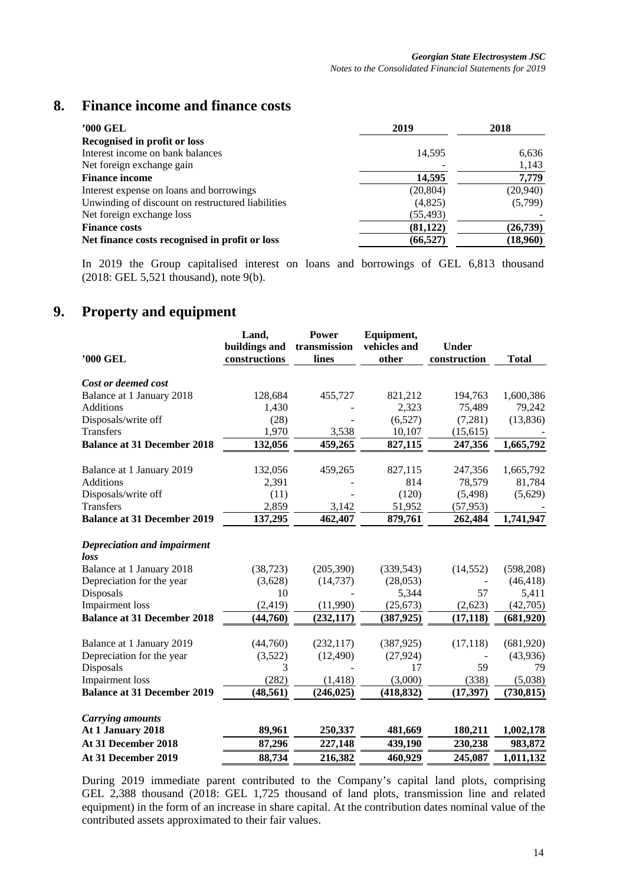## 8. Finance income and finance costs

| '000 GEL | 2019 | 2018 |
|---|---|---|
| **Recognised in profit or loss** | | |
| Interest income on bank balances | 14,595 | 6,636 |
| Net foreign exchange gain | - | 1,143 |
| **Finance income** | **14,595** | **7,779** |
| Interest expense on loans and borrowings | (20,804) | (20,940) |
| Unwinding of discount on restructured liabilities | (4,825) | (5,799) |
| Net foreign exchange loss | (55,493) | - |
| **Finance costs** | **(81,122)** | **(26,739)** |
| **Net finance costs recognised in profit or loss** | **(66,527)** | **(18,960)** |

In 2019 the Group capitalised interest on loans and borrowings of GEL 6,813 thousand (2018: GEL 5,521 thousand), note 9(b).

## 9. Property and equipment

| '000 GEL | Land, buildings and constructions | Power transmission lines | Equipment, vehicles and other | Under construction | Total |
|---|---|---|---|---|---|
| ***Cost or deemed cost*** | | | | | |
| Balance at 1 January 2018 | 128,684 | 455,727 | 821,212 | 194,763 | 1,600,386 |
| Additions | 1,430 | - | 2,323 | 75,489 | 79,242 |
| Disposals/write off | (28) | - | (6,527) | (7,281) | (13,836) |
| Transfers | 1,970 | 3,538 | 10,107 | (15,615) | - |
| **Balance at 31 December 2018** | **132,056** | **459,265** | **827,115** | **247,356** | **1,665,792** |
| Balance at 1 January 2019 | 132,056 | 459,265 | 827,115 | 247,356 | 1,665,792 |
| Additions | 2,391 | - | 814 | 78,579 | 81,784 |
| Disposals/write off | (11) | - | (120) | (5,498) | (5,629) |
| Transfers | 2,859 | 3,142 | 51,952 | (57,953) | - |
| **Balance at 31 December 2019** | **137,295** | **462,407** | **879,761** | **262,484** | **1,741,947** |
| ***Depreciation and impairment loss*** | | | | | |
| Balance at 1 January 2018 | (38,723) | (205,390) | (339,543) | (14,552) | (598,208) |
| Depreciation for the year | (3,628) | (14,737) | (28,053) | - | (46,418) |
| Disposals | 10 | - | 5,344 | 57 | 5,411 |
| Impairment loss | (2,419) | (11,990) | (25,673) | (2,623) | (42,705) |
| **Balance at 31 December 2018** | **(44,760)** | **(232,117)** | **(387,925)** | **(17,118)** | **(681,920)** |
| Balance at 1 January 2019 | (44,760) | (232,117) | (387,925) | (17,118) | (681,920) |
| Depreciation for the year | (3,522) | (12,490) | (27,924) | - | (43,936) |
| Disposals | 3 | - | 17 | 59 | 79 |
| Impairment loss | (282) | (1,418) | (3,000) | (338) | (5,038) |
| **Balance at 31 December 2019** | **(48,561)** | **(246,025)** | **(418,832)** | **(17,397)** | **(730,815)** |
| ***Carrying amounts*** | | | | | |
| **At 1 January 2018** | **89,961** | **250,337** | **481,669** | **180,211** | **1,002,178** |
| **At 31 December 2018** | **87,296** | **227,148** | **439,190** | **230,238** | **983,872** |
| **At 31 December 2019** | **88,734** | **216,382** | **460,929** | **245,087** | **1,011,132** |

During 2019 immediate parent contributed to the Company's capital land plots, comprising GEL 2,388 thousand (2018: GEL 1,725 thousand of land plots, transmission line and related equipment) in the form of an increase in share capital. At the contribution dates nominal value of the contributed assets approximated to their fair values.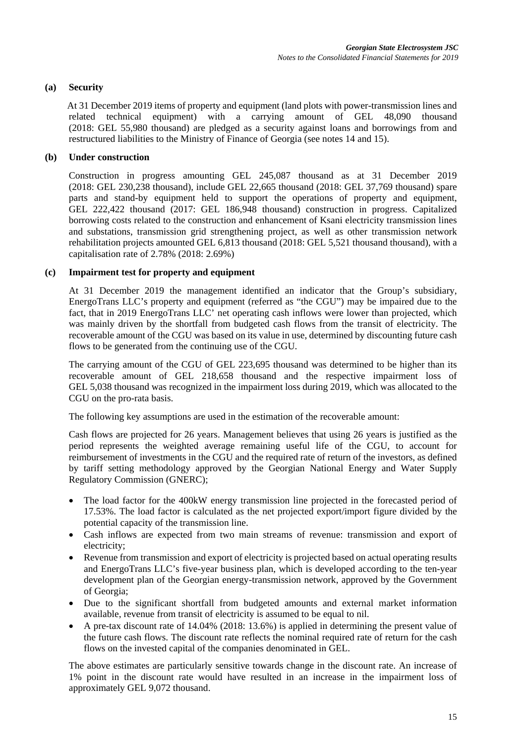### (a) Security

At 31 December 2019 items of property and equipment (land plots with power-transmission lines and related technical equipment) with a carrying amount of GEL 48,090 thousand (2018: GEL 55,980 thousand) are pledged as a security against loans and borrowings from and restructured liabilities to the Ministry of Finance of Georgia (see notes 14 and 15).

### (b) Under construction

Construction in progress amounting GEL 245,087 thousand as at 31 December 2019 (2018: GEL 230,238 thousand), include GEL 22,665 thousand (2018: GEL 37,769 thousand) spare parts and stand-by equipment held to support the operations of property and equipment, GEL 222,422 thousand (2017: GEL 186,948 thousand) construction in progress. Capitalized borrowing costs related to the construction and enhancement of Ksani electricity transmission lines and substations, transmission grid strengthening project, as well as other transmission network rehabilitation projects amounted GEL 6,813 thousand (2018: GEL 5,521 thousand thousand), with a capitalisation rate of 2.78% (2018: 2.69%)

### (c) Impairment test for property and equipment

At 31 December 2019 the management identified an indicator that the Group's subsidiary, EnergoTrans LLC's property and equipment (referred as "the CGU") may be impaired due to the fact, that in 2019 EnergoTrans LLC' net operating cash inflows were lower than projected, which was mainly driven by the shortfall from budgeted cash flows from the transit of electricity. The recoverable amount of the CGU was based on its value in use, determined by discounting future cash flows to be generated from the continuing use of the CGU.

The carrying amount of the CGU of GEL 223,695 thousand was determined to be higher than its recoverable amount of GEL 218,658 thousand and the respective impairment loss of GEL 5,038 thousand was recognized in the impairment loss during 2019, which was allocated to the CGU on the pro-rata basis.

The following key assumptions are used in the estimation of the recoverable amount:

Cash flows are projected for 26 years. Management believes that using 26 years is justified as the period represents the weighted average remaining useful life of the CGU, to account for reimbursement of investments in the CGU and the required rate of return of the investors, as defined by tariff setting methodology approved by the Georgian National Energy and Water Supply Regulatory Commission (GNERC);

- The load factor for the 400kW energy transmission line projected in the forecasted period of 17.53%. The load factor is calculated as the net projected export/import figure divided by the potential capacity of the transmission line.
- Cash inflows are expected from two main streams of revenue: transmission and export of electricity;
- Revenue from transmission and export of electricity is projected based on actual operating results and EnergoTrans LLC's five-year business plan, which is developed according to the ten-year development plan of the Georgian energy-transmission network, approved by the Government of Georgia;
- Due to the significant shortfall from budgeted amounts and external market information available, revenue from transit of electricity is assumed to be equal to nil.
- A pre-tax discount rate of 14.04% (2018: 13.6%) is applied in determining the present value of the future cash flows. The discount rate reflects the nominal required rate of return for the cash flows on the invested capital of the companies denominated in GEL.

The above estimates are particularly sensitive towards change in the discount rate. An increase of 1% point in the discount rate would have resulted in an increase in the impairment loss of approximately GEL 9,072 thousand.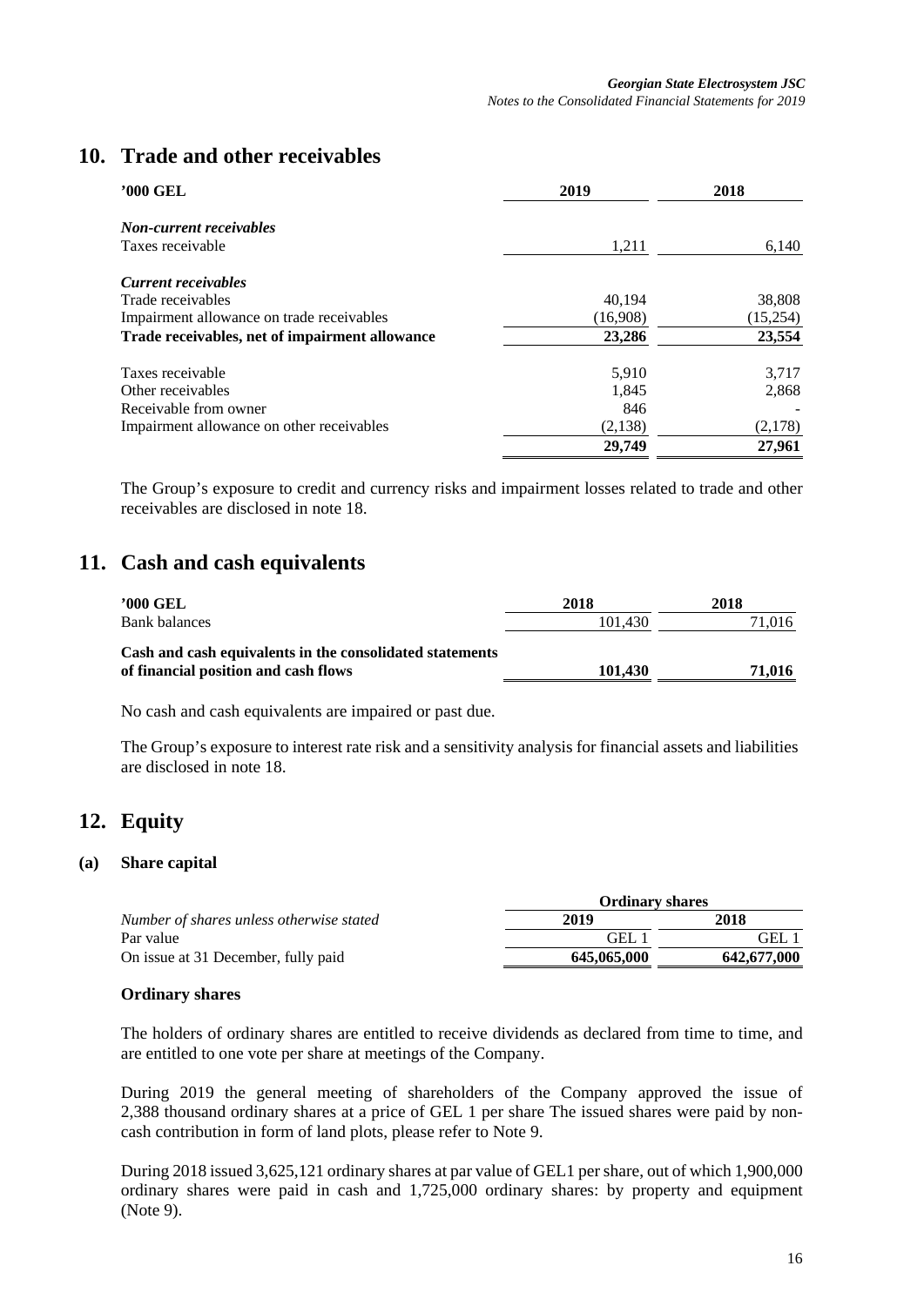## 10. Trade and other receivables

| '000 GEL | 2019 | 2018 |
|---|---|---|
| ***Non-current receivables*** | | |
| Taxes receivable | 1,211 | 6,140 |
| ***Current receivables*** | | |
| Trade receivables | 40,194 | 38,808 |
| Impairment allowance on trade receivables | (16,908) | (15,254) |
| **Trade receivables, net of impairment allowance** | **23,286** | **23,554** |
| Taxes receivable | 5,910 | 3,717 |
| Other receivables | 1,845 | 2,868 |
| Receivable from owner | 846 | - |
| Impairment allowance on other receivables | (2,138) | (2,178) |
| | **29,749** | **27,961** |

The Group's exposure to credit and currency risks and impairment losses related to trade and other receivables are disclosed in note 18.

## 11. Cash and cash equivalents

| '000 GEL | 2018 | 2018 |
|---|---|---|
| Bank balances | 101,430 | 71,016 |
| **Cash and cash equivalents in the consolidated statements of financial position and cash flows** | **101,430** | **71,016** |

No cash and cash equivalents are impaired or past due.

The Group's exposure to interest rate risk and a sensitivity analysis for financial assets and liabilities are disclosed in note 18.

## 12. Equity

### (a) Share capital

| | **Ordinary shares** | |
|---|---|---|
| *Number of shares unless otherwise stated* | **2019** | **2018** |
| Par value | GEL 1 | GEL 1 |
| On issue at 31 December, fully paid | **645,065,000** | **642,677,000** |

**Ordinary shares**

The holders of ordinary shares are entitled to receive dividends as declared from time to time, and are entitled to one vote per share at meetings of the Company.

During 2019 the general meeting of shareholders of the Company approved the issue of 2,388 thousand ordinary shares at a price of GEL 1 per share The issued shares were paid by non-cash contribution in form of land plots, please refer to Note 9.

During 2018 issued 3,625,121 ordinary shares at par value of GEL1 per share, out of which 1,900,000 ordinary shares were paid in cash and 1,725,000 ordinary shares: by property and equipment (Note 9).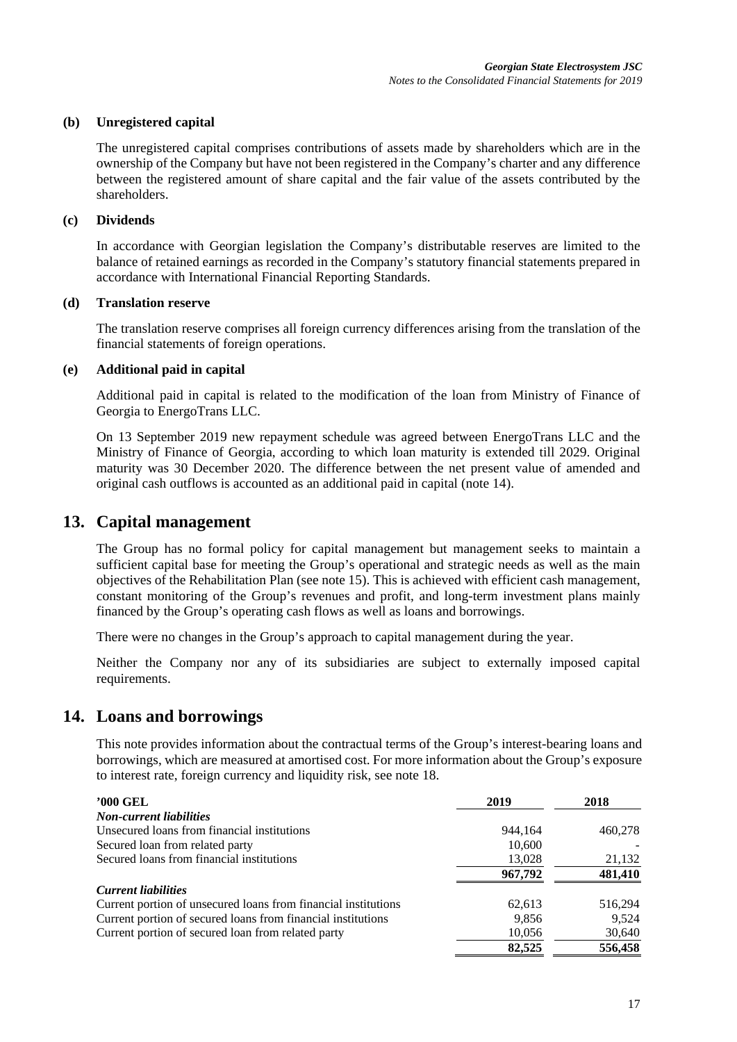**(b) Unregistered capital**

The unregistered capital comprises contributions of assets made by shareholders which are in the ownership of the Company but have not been registered in the Company's charter and any difference between the registered amount of share capital and the fair value of the assets contributed by the shareholders.

**(c) Dividends**

In accordance with Georgian legislation the Company's distributable reserves are limited to the balance of retained earnings as recorded in the Company's statutory financial statements prepared in accordance with International Financial Reporting Standards.

**(d) Translation reserve**

The translation reserve comprises all foreign currency differences arising from the translation of the financial statements of foreign operations.

**(e) Additional paid in capital**

Additional paid in capital is related to the modification of the loan from Ministry of Finance of Georgia to EnergoTrans LLC.

On 13 September 2019 new repayment schedule was agreed between EnergoTrans LLC and the Ministry of Finance of Georgia, according to which loan maturity is extended till 2029. Original maturity was 30 December 2020. The difference between the net present value of amended and original cash outflows is accounted as an additional paid in capital (note 14).

## 13. Capital management

The Group has no formal policy for capital management but management seeks to maintain a sufficient capital base for meeting the Group's operational and strategic needs as well as the main objectives of the Rehabilitation Plan (see note 15). This is achieved with efficient cash management, constant monitoring of the Group's revenues and profit, and long-term investment plans mainly financed by the Group's operating cash flows as well as loans and borrowings.

There were no changes in the Group's approach to capital management during the year.

Neither the Company nor any of its subsidiaries are subject to externally imposed capital requirements.

## 14. Loans and borrowings

This note provides information about the contractual terms of the Group's interest-bearing loans and borrowings, which are measured at amortised cost. For more information about the Group's exposure to interest rate, foreign currency and liquidity risk, see note 18.

| '000 GEL | 2019 | 2018 |
|---|---|---|
| ***Non-current liabilities*** | | |
| Unsecured loans from financial institutions | 944,164 | 460,278 |
| Secured loan from related party | 10,600 | - |
| Secured loans from financial institutions | 13,028 | 21,132 |
| | **967,792** | **481,410** |
| ***Current liabilities*** | | |
| Current portion of unsecured loans from financial institutions | 62,613 | 516,294 |
| Current portion of secured loans from financial institutions | 9,856 | 9,524 |
| Current portion of secured loan from related party | 10,056 | 30,640 |
| | **82,525** | **556,458** |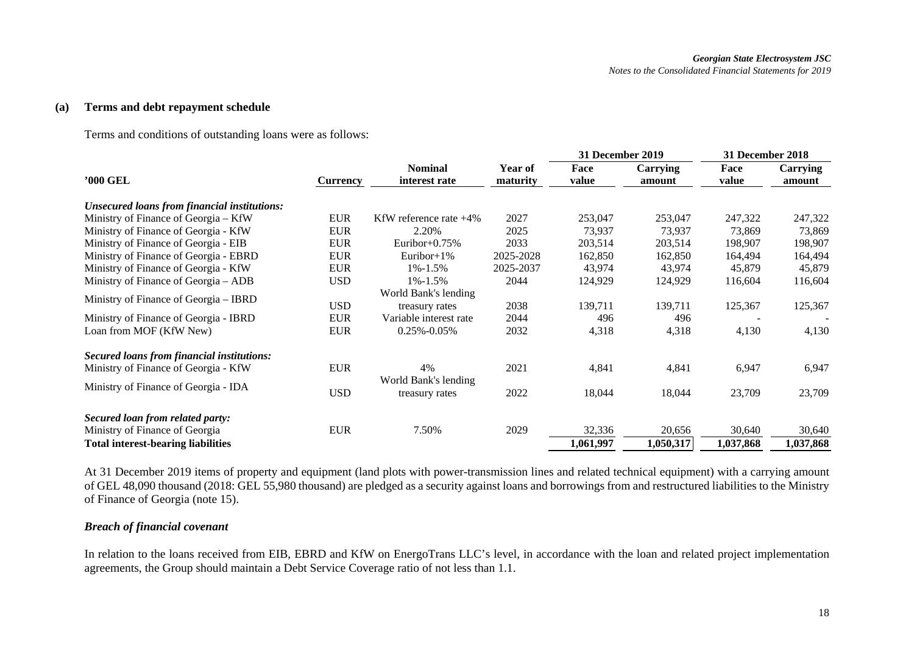### (a) Terms and debt repayment schedule

Terms and conditions of outstanding loans were as follows:

| '000 GEL | Currency | Nominal interest rate | Year of maturity | 31 December 2019 | | 31 December 2018 | |
|---|---|---|---|---|---|---|---|
| | | | | Face value | Carrying amount | Face value | Carrying amount |
| ***Unsecured loans from financial institutions:*** | | | | | | | |
| Ministry of Finance of Georgia – KfW | EUR | KfW reference rate +4% | 2027 | 253,047 | 253,047 | 247,322 | 247,322 |
| Ministry of Finance of Georgia - KfW | EUR | 2.20% | 2025 | 73,937 | 73,937 | 73,869 | 73,869 |
| Ministry of Finance of Georgia - EIB | EUR | Euribor+0.75% | 2033 | 203,514 | 203,514 | 198,907 | 198,907 |
| Ministry of Finance of Georgia - EBRD | EUR | Euribor+1% | 2025-2028 | 162,850 | 162,850 | 164,494 | 164,494 |
| Ministry of Finance of Georgia - KfW | EUR | 1%-1.5% | 2025-2037 | 43,974 | 43,974 | 45,879 | 45,879 |
| Ministry of Finance of Georgia – ADB | USD | 1%-1.5% | 2044 | 124,929 | 124,929 | 116,604 | 116,604 |
| Ministry of Finance of Georgia – IBRD | USD | World Bank's lending treasury rates | 2038 | 139,711 | 139,711 | 125,367 | 125,367 |
| Ministry of Finance of Georgia - IBRD | EUR | Variable interest rate | 2044 | 496 | 496 | - | - |
| Loan from MOF (KfW New) | EUR | 0.25%-0.05% | 2032 | 4,318 | 4,318 | 4,130 | 4,130 |
| ***Secured loans from financial institutions:*** | | | | | | | |
| Ministry of Finance of Georgia - KfW | EUR | 4% | 2021 | 4,841 | 4,841 | 6,947 | 6,947 |
| Ministry of Finance of Georgia - IDA | USD | World Bank's lending treasury rates | 2022 | 18,044 | 18,044 | 23,709 | 23,709 |
| ***Secured loan from related party:*** | | | | | | | |
| Ministry of Finance of Georgia | EUR | 7.50% | 2029 | 32,336 | 20,656 | 30,640 | 30,640 |
| **Total interest-bearing liabilities** | | | | **1,061,997** | **1,050,317** | **1,037,868** | **1,037,868** |

At 31 December 2019 items of property and equipment (land plots with power-transmission lines and related technical equipment) with a carrying amount of GEL 48,090 thousand (2018: GEL 55,980 thousand) are pledged as a security against loans and borrowings from and restructured liabilities to the Ministry of Finance of Georgia (note 15).

#### *Breach of financial covenant*

In relation to the loans received from EIB, EBRD and KfW on EnergoTrans LLC's level, in accordance with the loan and related project implementation agreements, the Group should maintain a Debt Service Coverage ratio of not less than 1.1.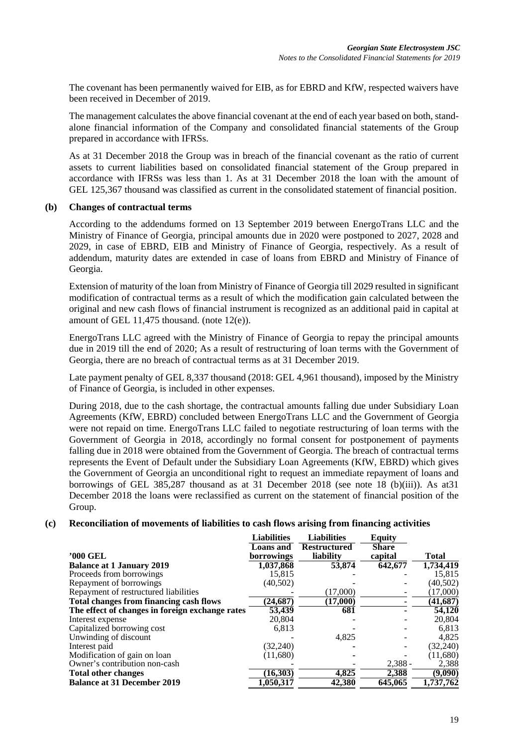The covenant has been permanently waived for EIB, as for EBRD and KfW, respected waivers have been received in December of 2019.

The management calculates the above financial covenant at the end of each year based on both, stand-alone financial information of the Company and consolidated financial statements of the Group prepared in accordance with IFRSs.

As at 31 December 2018 the Group was in breach of the financial covenant as the ratio of current assets to current liabilities based on consolidated financial statement of the Group prepared in accordance with IFRSs was less than 1. As at 31 December 2018 the loan with the amount of GEL 125,367 thousand was classified as current in the consolidated statement of financial position.

### (b) Changes of contractual terms

According to the addendums formed on 13 September 2019 between EnergoTrans LLC and the Ministry of Finance of Georgia, principal amounts due in 2020 were postponed to 2027, 2028 and 2029, in case of EBRD, EIB and Ministry of Finance of Georgia, respectively. As a result of addendum, maturity dates are extended in case of loans from EBRD and Ministry of Finance of Georgia.

Extension of maturity of the loan from Ministry of Finance of Georgia till 2029 resulted in significant modification of contractual terms as a result of which the modification gain calculated between the original and new cash flows of financial instrument is recognized as an additional paid in capital at amount of GEL 11,475 thousand. (note 12(e)).

EnergoTrans LLC agreed with the Ministry of Finance of Georgia to repay the principal amounts due in 2019 till the end of 2020; As a result of restructuring of loan terms with the Government of Georgia, there are no breach of contractual terms as at 31 December 2019.

Late payment penalty of GEL 8,337 thousand (2018: GEL 4,961 thousand), imposed by the Ministry of Finance of Georgia, is included in other expenses.

During 2018, due to the cash shortage, the contractual amounts falling due under Subsidiary Loan Agreements (KfW, EBRD) concluded between EnergoTrans LLC and the Government of Georgia were not repaid on time. EnergoTrans LLC failed to negotiate restructuring of loan terms with the Government of Georgia in 2018, accordingly no formal consent for postponement of payments falling due in 2018 were obtained from the Government of Georgia. The breach of contractual terms represents the Event of Default under the Subsidiary Loan Agreements (KfW, EBRD) which gives the Government of Georgia an unconditional right to request an immediate repayment of loans and borrowings of GEL 385,287 thousand as at 31 December 2018 (see note 18 (b)(iii)). As at31 December 2018 the loans were reclassified as current on the statement of financial position of the Group.

### (c) Reconciliation of movements of liabilities to cash flows arising from financing activities

| | Liabilities | Liabilities | Equity | |
|---|---|---|---|---|
| **'000 GEL** | **Loans and borrowings** | **Restructured liability** | **Share capital** | **Total** |
| **Balance at 1 January 2019** | **1,037,868** | **53,874** | **642,677** | **1,734,419** |
| Proceeds from borrowings | 15,815 | - | - | 15,815 |
| Repayment of borrowings | (40,502) | - | - | (40,502) |
| Repayment of restructured liabilities | - | (17,000) | - | (17,000) |
| **Total changes from financing cash flows** | **(24,687)** | **(17,000)** | **-** | **(41,687)** |
| **The effect of changes in foreign exchange rates** | **53,439** | **681** | **-** | **54,120** |
| Interest expense | 20,804 | - | - | 20,804 |
| Capitalized borrowing cost | 6,813 | - | - | 6,813 |
| Unwinding of discount | - | 4,825 | - | 4,825 |
| Interest paid | (32,240) | - | - | (32,240) |
| Modification of gain on loan | (11,680) | - | - | (11,680) |
| Owner's contribution non-cash | - | - | 2,388 - | 2,388 |
| **Total other changes** | **(16,303)** | **4,825** | **2,388** | **(9,090)** |
| **Balance at 31 December 2019** | **1,050,317** | **42,380** | **645,065** | **1,737,762** |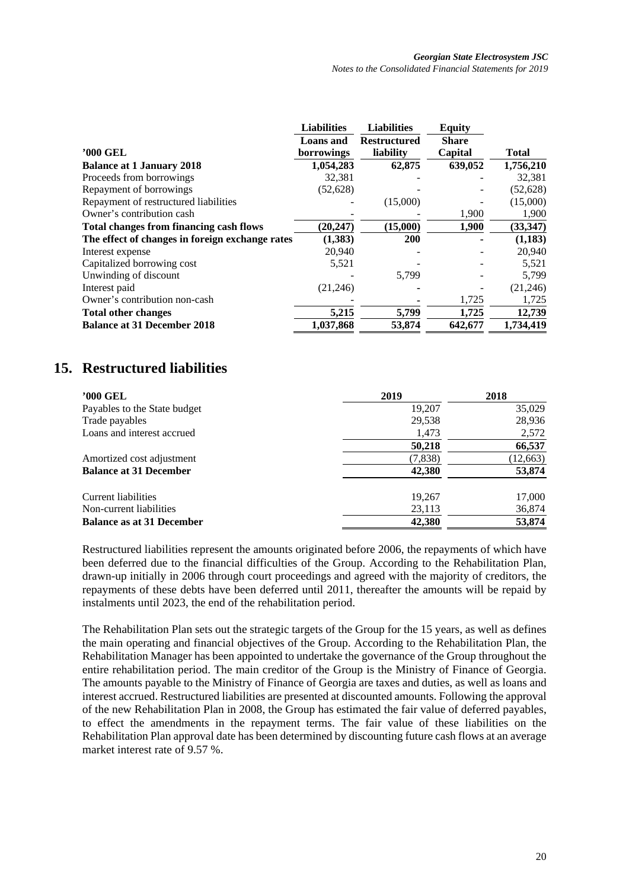| '000 GEL | Liabilities Loans and borrowings | Liabilities Restructured liability | Equity Share Capital | Total |
|---|---|---|---|---|
| **Balance at 1 January 2018** | **1,054,283** | **62,875** | **639,052** | **1,756,210** |
| Proceeds from borrowings | 32,381 | - | - | 32,381 |
| Repayment of borrowings | (52,628) | - | - | (52,628) |
| Repayment of restructured liabilities | - | (15,000) | - | (15,000) |
| Owner's contribution cash | - | - | 1,900 | 1,900 |
| **Total changes from financing cash flows** | **(20,247)** | **(15,000)** | **1,900** | **(33,347)** |
| **The effect of changes in foreign exchange rates** | **(1,383)** | **200** | **-** | **(1,183)** |
| Interest expense | 20,940 | - | - | 20,940 |
| Capitalized borrowing cost | 5,521 | - | - | 5,521 |
| Unwinding of discount | - | 5,799 | - | 5,799 |
| Interest paid | (21,246) | - | - | (21,246) |
| Owner's contribution non-cash | - | - | 1,725 | 1,725 |
| **Total other changes** | **5,215** | **5,799** | **1,725** | **12,739** |
| **Balance at 31 December 2018** | **1,037,868** | **53,874** | **642,677** | **1,734,419** |

## 15. Restructured liabilities

| '000 GEL | 2019 | 2018 |
|---|---|---|
| Payables to the State budget | 19,207 | 35,029 |
| Trade payables | 29,538 | 28,936 |
| Loans and interest accrued | 1,473 | 2,572 |
| | **50,218** | **66,537** |
| Amortized cost adjustment | (7,838) | (12,663) |
| **Balance at 31 December** | **42,380** | **53,874** |
| | | |
| Current liabilities | 19,267 | 17,000 |
| Non-current liabilities | 23,113 | 36,874 |
| **Balance as at 31 December** | **42,380** | **53,874** |

Restructured liabilities represent the amounts originated before 2006, the repayments of which have been deferred due to the financial difficulties of the Group. According to the Rehabilitation Plan, drawn-up initially in 2006 through court proceedings and agreed with the majority of creditors, the repayments of these debts have been deferred until 2011, thereafter the amounts will be repaid by instalments until 2023, the end of the rehabilitation period.

The Rehabilitation Plan sets out the strategic targets of the Group for the 15 years, as well as defines the main operating and financial objectives of the Group. According to the Rehabilitation Plan, the Rehabilitation Manager has been appointed to undertake the governance of the Group throughout the entire rehabilitation period. The main creditor of the Group is the Ministry of Finance of Georgia. The amounts payable to the Ministry of Finance of Georgia are taxes and duties, as well as loans and interest accrued. Restructured liabilities are presented at discounted amounts. Following the approval of the new Rehabilitation Plan in 2008, the Group has estimated the fair value of deferred payables, to effect the amendments in the repayment terms. The fair value of these liabilities on the Rehabilitation Plan approval date has been determined by discounting future cash flows at an average market interest rate of 9.57 %.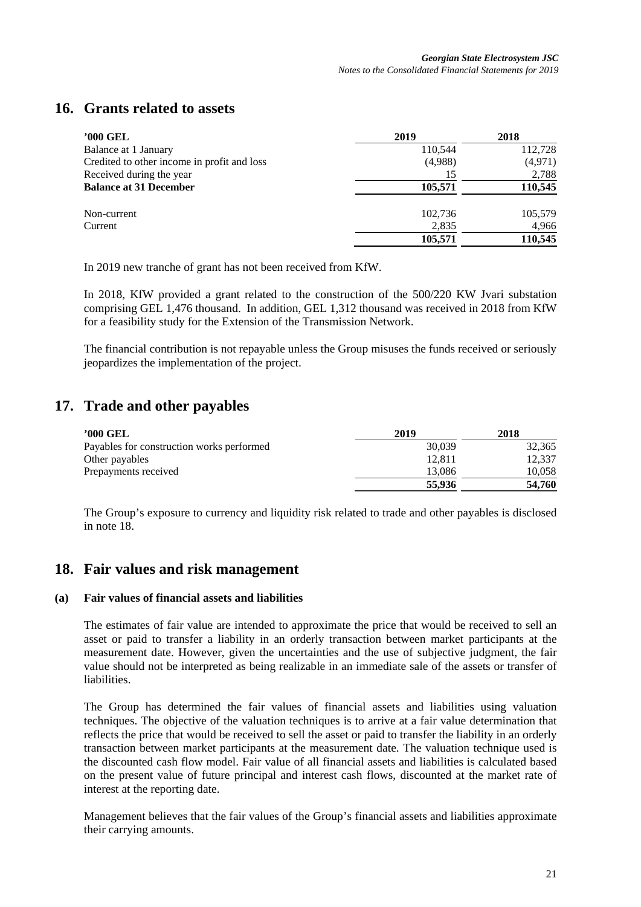## 16. Grants related to assets

| '000 GEL | 2019 | 2018 |
|---|---|---|
| Balance at 1 January | 110,544 | 112,728 |
| Credited to other income in profit and loss | (4,988) | (4,971) |
| Received during the year | 15 | 2,788 |
| **Balance at 31 December** | **105,571** | **110,545** |
| | | |
| Non-current | 102,736 | 105,579 |
| Current | 2,835 | 4,966 |
| | **105,571** | **110,545** |

In 2019 new tranche of grant has not been received from KfW.

In 2018, KfW provided a grant related to the construction of the 500/220 KW Jvari substation comprising GEL 1,476 thousand. In addition, GEL 1,312 thousand was received in 2018 from KfW for a feasibility study for the Extension of the Transmission Network.

The financial contribution is not repayable unless the Group misuses the funds received or seriously jeopardizes the implementation of the project.

## 17. Trade and other payables

| '000 GEL | 2019 | 2018 |
|---|---|---|
| Payables for construction works performed | 30,039 | 32,365 |
| Other payables | 12,811 | 12,337 |
| Prepayments received | 13,086 | 10,058 |
| | **55,936** | **54,760** |

The Group's exposure to currency and liquidity risk related to trade and other payables is disclosed in note 18.

## 18. Fair values and risk management

### (a) Fair values of financial assets and liabilities

The estimates of fair value are intended to approximate the price that would be received to sell an asset or paid to transfer a liability in an orderly transaction between market participants at the measurement date. However, given the uncertainties and the use of subjective judgment, the fair value should not be interpreted as being realizable in an immediate sale of the assets or transfer of liabilities.

The Group has determined the fair values of financial assets and liabilities using valuation techniques. The objective of the valuation techniques is to arrive at a fair value determination that reflects the price that would be received to sell the asset or paid to transfer the liability in an orderly transaction between market participants at the measurement date. The valuation technique used is the discounted cash flow model. Fair value of all financial assets and liabilities is calculated based on the present value of future principal and interest cash flows, discounted at the market rate of interest at the reporting date.

Management believes that the fair values of the Group's financial assets and liabilities approximate their carrying amounts.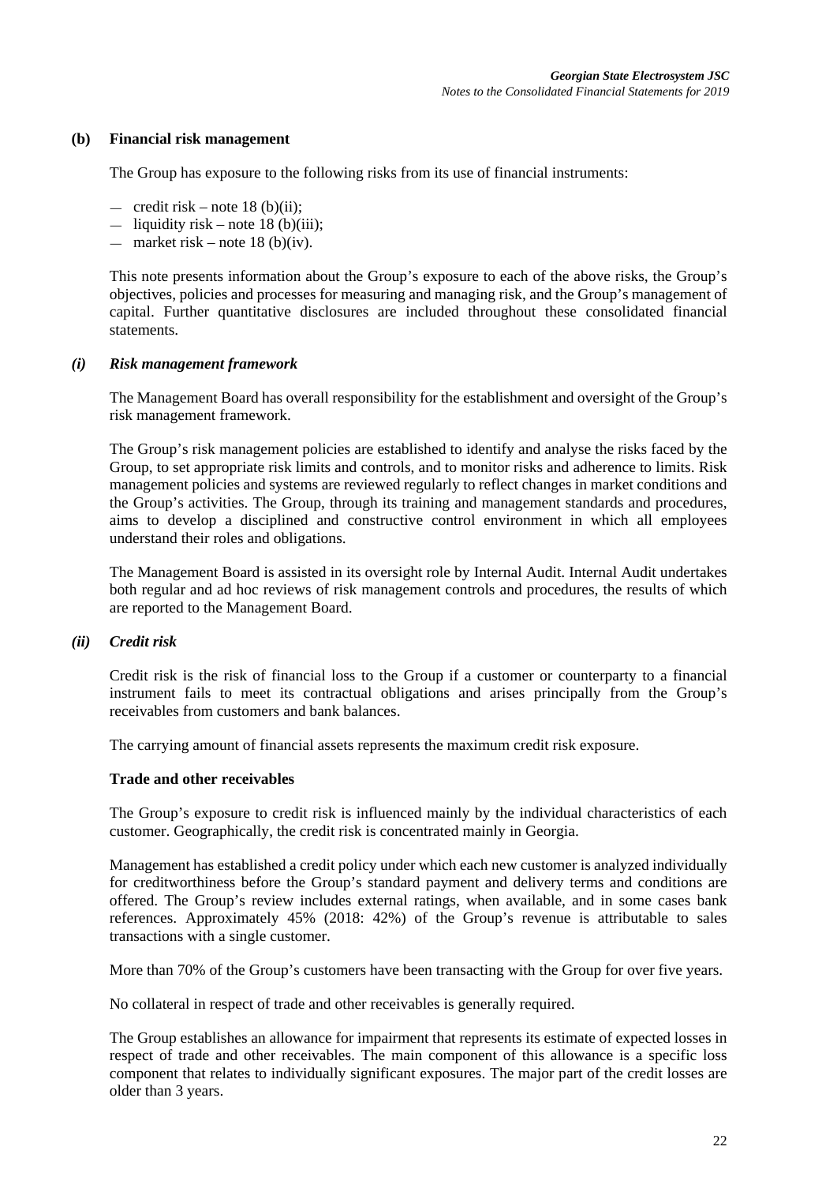## (b) Financial risk management

The Group has exposure to the following risks from its use of financial instruments:

- credit risk – note 18 (b)(ii);
- liquidity risk – note 18 (b)(iii);
- market risk – note 18 (b)(iv).

This note presents information about the Group's exposure to each of the above risks, the Group's objectives, policies and processes for measuring and managing risk, and the Group's management of capital. Further quantitative disclosures are included throughout these consolidated financial statements.

### *(i) Risk management framework*

The Management Board has overall responsibility for the establishment and oversight of the Group's risk management framework.

The Group's risk management policies are established to identify and analyse the risks faced by the Group, to set appropriate risk limits and controls, and to monitor risks and adherence to limits. Risk management policies and systems are reviewed regularly to reflect changes in market conditions and the Group's activities. The Group, through its training and management standards and procedures, aims to develop a disciplined and constructive control environment in which all employees understand their roles and obligations.

The Management Board is assisted in its oversight role by Internal Audit. Internal Audit undertakes both regular and ad hoc reviews of risk management controls and procedures, the results of which are reported to the Management Board.

### *(ii) Credit risk*

Credit risk is the risk of financial loss to the Group if a customer or counterparty to a financial instrument fails to meet its contractual obligations and arises principally from the Group's receivables from customers and bank balances.

The carrying amount of financial assets represents the maximum credit risk exposure.

**Trade and other receivables**

The Group's exposure to credit risk is influenced mainly by the individual characteristics of each customer. Geographically, the credit risk is concentrated mainly in Georgia.

Management has established a credit policy under which each new customer is analyzed individually for creditworthiness before the Group's standard payment and delivery terms and conditions are offered. The Group's review includes external ratings, when available, and in some cases bank references. Approximately 45% (2018: 42%) of the Group's revenue is attributable to sales transactions with a single customer.

More than 70% of the Group's customers have been transacting with the Group for over five years.

No collateral in respect of trade and other receivables is generally required.

The Group establishes an allowance for impairment that represents its estimate of expected losses in respect of trade and other receivables. The main component of this allowance is a specific loss component that relates to individually significant exposures. The major part of the credit losses are older than 3 years.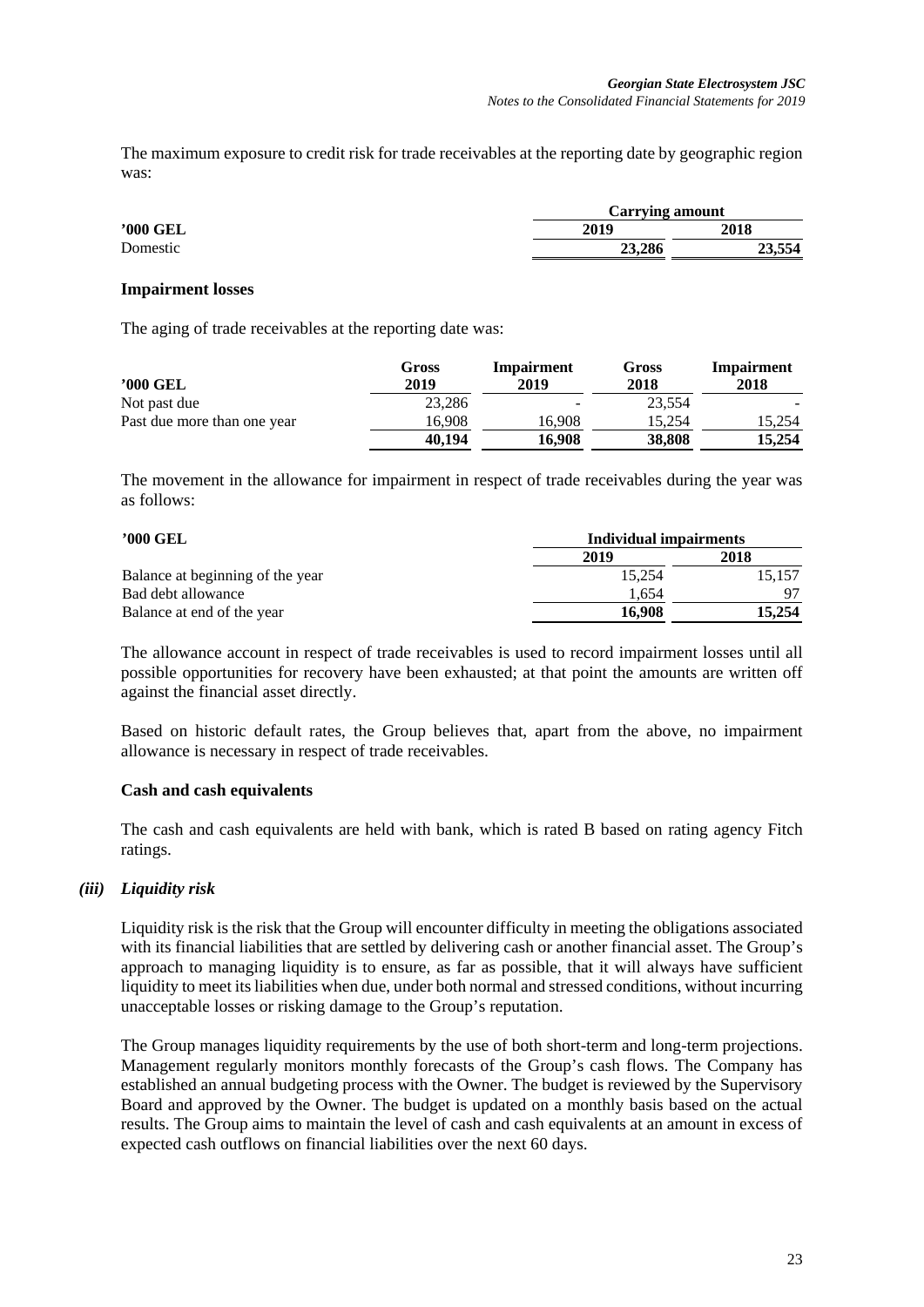The maximum exposure to credit risk for trade receivables at the reporting date by geographic region was:

| | Carrying amount | |
|---|---|---|
| **'000 GEL** | **2019** | **2018** |
| Domestic | **23,286** | **23,554** |

**Impairment losses**

The aging of trade receivables at the reporting date was:

| '000 GEL | Gross 2019 | Impairment 2019 | Gross 2018 | Impairment 2018 |
|---|---|---|---|---|
| Not past due | 23,286 | - | 23,554 | - |
| Past due more than one year | 16,908 | 16,908 | 15,254 | 15,254 |
| | **40,194** | **16,908** | **38,808** | **15,254** |

The movement in the allowance for impairment in respect of trade receivables during the year was as follows:

| '000 GEL | Individual impairments | |
|---|---|---|
| | **2019** | **2018** |
| Balance at beginning of the year | 15,254 | 15,157 |
| Bad debt allowance | 1,654 | 97 |
| Balance at end of the year | **16,908** | **15,254** |

The allowance account in respect of trade receivables is used to record impairment losses until all possible opportunities for recovery have been exhausted; at that point the amounts are written off against the financial asset directly.

Based on historic default rates, the Group believes that, apart from the above, no impairment allowance is necessary in respect of trade receivables.

**Cash and cash equivalents**

The cash and cash equivalents are held with bank, which is rated B based on rating agency Fitch ratings.

***(iii) Liquidity risk***

Liquidity risk is the risk that the Group will encounter difficulty in meeting the obligations associated with its financial liabilities that are settled by delivering cash or another financial asset. The Group's approach to managing liquidity is to ensure, as far as possible, that it will always have sufficient liquidity to meet its liabilities when due, under both normal and stressed conditions, without incurring unacceptable losses or risking damage to the Group's reputation.

The Group manages liquidity requirements by the use of both short-term and long-term projections. Management regularly monitors monthly forecasts of the Group's cash flows. The Company has established an annual budgeting process with the Owner. The budget is reviewed by the Supervisory Board and approved by the Owner. The budget is updated on a monthly basis based on the actual results. The Group aims to maintain the level of cash and cash equivalents at an amount in excess of expected cash outflows on financial liabilities over the next 60 days.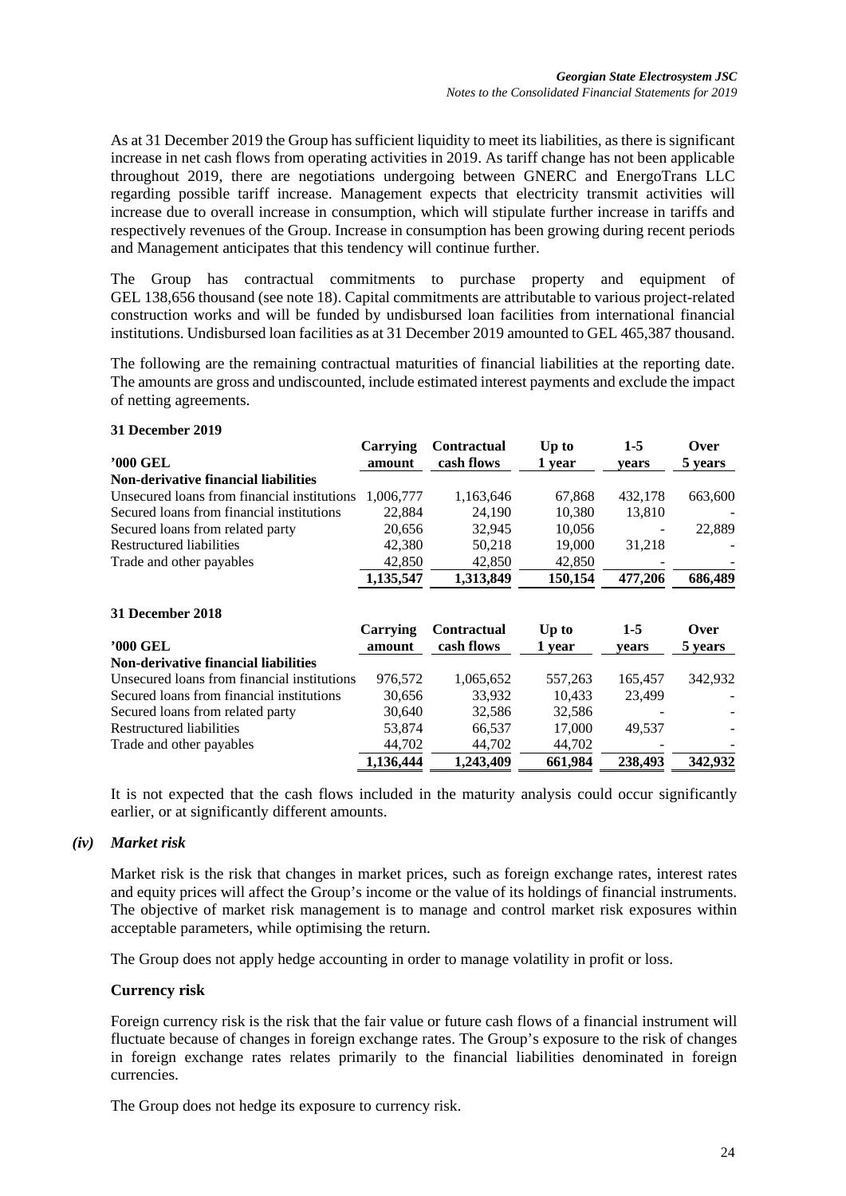As at 31 December 2019 the Group has sufficient liquidity to meet its liabilities, as there is significant increase in net cash flows from operating activities in 2019. As tariff change has not been applicable throughout 2019, there are negotiations undergoing between GNERC and EnergoTrans LLC regarding possible tariff increase. Management expects that electricity transmit activities will increase due to overall increase in consumption, which will stipulate further increase in tariffs and respectively revenues of the Group. Increase in consumption has been growing during recent periods and Management anticipates that this tendency will continue further.

The Group has contractual commitments to purchase property and equipment of GEL 138,656 thousand (see note 18). Capital commitments are attributable to various project-related construction works and will be funded by undisbursed loan facilities from international financial institutions. Undisbursed loan facilities as at 31 December 2019 amounted to GEL 465,387 thousand.

The following are the remaining contractual maturities of financial liabilities at the reporting date. The amounts are gross and undiscounted, include estimated interest payments and exclude the impact of netting agreements.

**31 December 2019**

| '000 GEL | Carrying amount | Contractual cash flows | Up to 1 year | 1-5 years | Over 5 years |
|---|---|---|---|---|---|
| **Non-derivative financial liabilities** | | | | | |
| Unsecured loans from financial institutions | 1,006,777 | 1,163,646 | 67,868 | 432,178 | 663,600 |
| Secured loans from financial institutions | 22,884 | 24,190 | 10,380 | 13,810 | - |
| Secured loans from related party | 20,656 | 32,945 | 10,056 | - | 22,889 |
| Restructured liabilities | 42,380 | 50,218 | 19,000 | 31,218 | - |
| Trade and other payables | 42,850 | 42,850 | 42,850 | - | - |
| | **1,135,547** | **1,313,849** | **150,154** | **477,206** | **686,489** |

**31 December 2018**

| '000 GEL | Carrying amount | Contractual cash flows | Up to 1 year | 1-5 years | Over 5 years |
|---|---|---|---|---|---|
| **Non-derivative financial liabilities** | | | | | |
| Unsecured loans from financial institutions | 976,572 | 1,065,652 | 557,263 | 165,457 | 342,932 |
| Secured loans from financial institutions | 30,656 | 33,932 | 10,433 | 23,499 | - |
| Secured loans from related party | 30,640 | 32,586 | 32,586 | - | - |
| Restructured liabilities | 53,874 | 66,537 | 17,000 | 49,537 | - |
| Trade and other payables | 44,702 | 44,702 | 44,702 | - | - |
| | **1,136,444** | **1,243,409** | **661,984** | **238,493** | **342,932** |

It is not expected that the cash flows included in the maturity analysis could occur significantly earlier, or at significantly different amounts.

### *(iv) Market risk*

Market risk is the risk that changes in market prices, such as foreign exchange rates, interest rates and equity prices will affect the Group's income or the value of its holdings of financial instruments. The objective of market risk management is to manage and control market risk exposures within acceptable parameters, while optimising the return.

The Group does not apply hedge accounting in order to manage volatility in profit or loss.

**Currency risk**

Foreign currency risk is the risk that the fair value or future cash flows of a financial instrument will fluctuate because of changes in foreign exchange rates. The Group's exposure to the risk of changes in foreign exchange rates relates primarily to the financial liabilities denominated in foreign currencies.

The Group does not hedge its exposure to currency risk.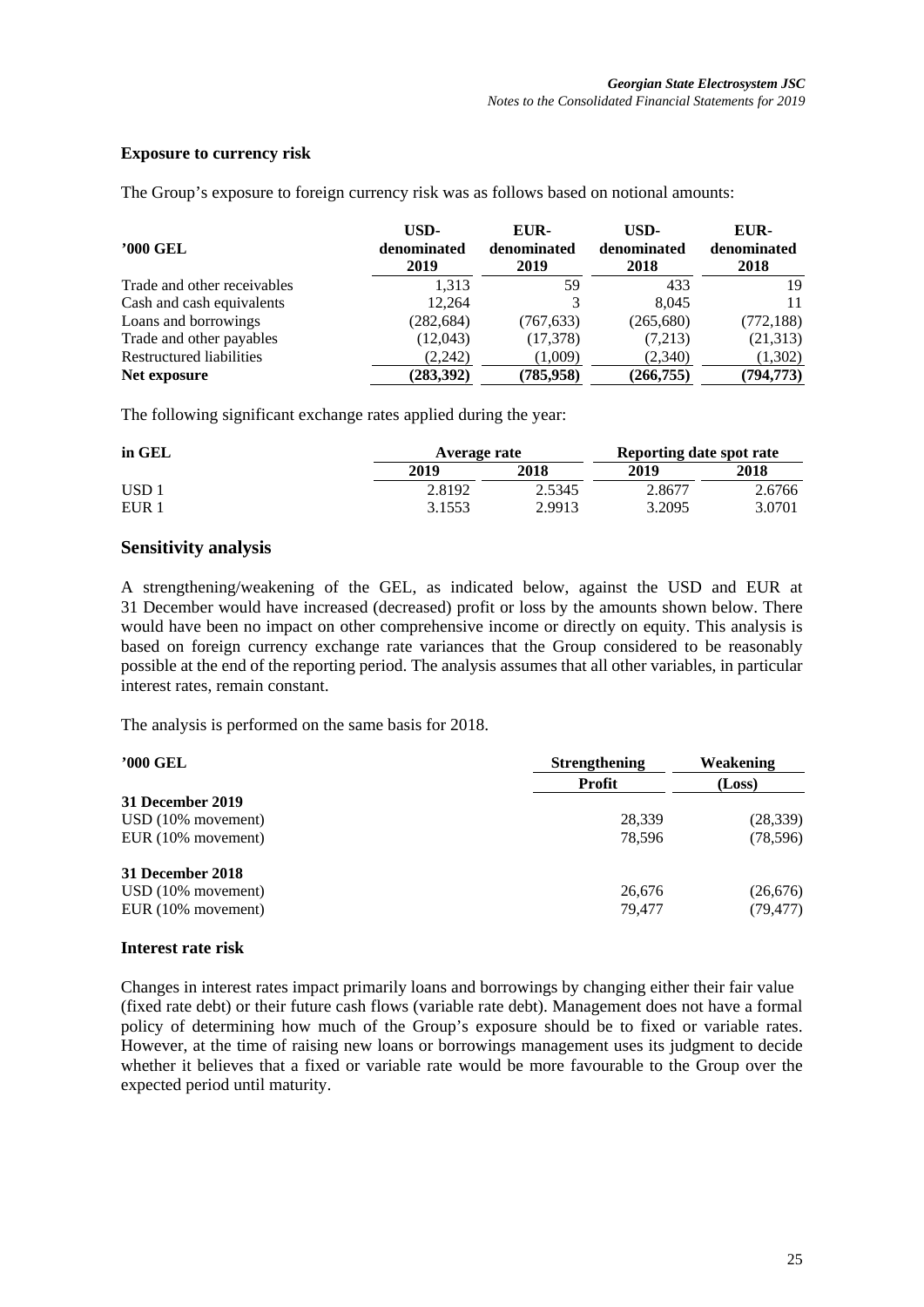### Exposure to currency risk

The Group's exposure to foreign currency risk was as follows based on notional amounts:

| '000 GEL | USD-denominated 2019 | EUR-denominated 2019 | USD-denominated 2018 | EUR-denominated 2018 |
|---|---|---|---|---|
| Trade and other receivables | 1,313 | 59 | 433 | 19 |
| Cash and cash equivalents | 12,264 | 3 | 8,045 | 11 |
| Loans and borrowings | (282,684) | (767,633) | (265,680) | (772,188) |
| Trade and other payables | (12,043) | (17,378) | (7,213) | (21,313) |
| Restructured liabilities | (2,242) | (1,009) | (2,340) | (1,302) |
| **Net exposure** | **(283,392)** | **(785,958)** | **(266,755)** | **(794,773)** |

The following significant exchange rates applied during the year:

| in GEL | Average rate | | Reporting date spot rate | |
|---|---|---|---|---|
| | 2019 | 2018 | 2019 | 2018 |
| USD 1 | 2.8192 | 2.5345 | 2.8677 | 2.6766 |
| EUR 1 | 3.1553 | 2.9913 | 3.2095 | 3.0701 |

## Sensitivity analysis

A strengthening/weakening of the GEL, as indicated below, against the USD and EUR at 31 December would have increased (decreased) profit or loss by the amounts shown below. There would have been no impact on other comprehensive income or directly on equity. This analysis is based on foreign currency exchange rate variances that the Group considered to be reasonably possible at the end of the reporting period. The analysis assumes that all other variables, in particular interest rates, remain constant.

The analysis is performed on the same basis for 2018.

| '000 GEL | Strengthening | Weakening |
|---|---|---|
| | Profit | (Loss) |
| **31 December 2019** | | |
| USD (10% movement) | 28,339 | (28,339) |
| EUR (10% movement) | 78,596 | (78,596) |
| **31 December 2018** | | |
| USD (10% movement) | 26,676 | (26,676) |
| EUR (10% movement) | 79,477 | (79,477) |

### Interest rate risk

Changes in interest rates impact primarily loans and borrowings by changing either their fair value (fixed rate debt) or their future cash flows (variable rate debt). Management does not have a formal policy of determining how much of the Group's exposure should be to fixed or variable rates. However, at the time of raising new loans or borrowings management uses its judgment to decide whether it believes that a fixed or variable rate would be more favourable to the Group over the expected period until maturity.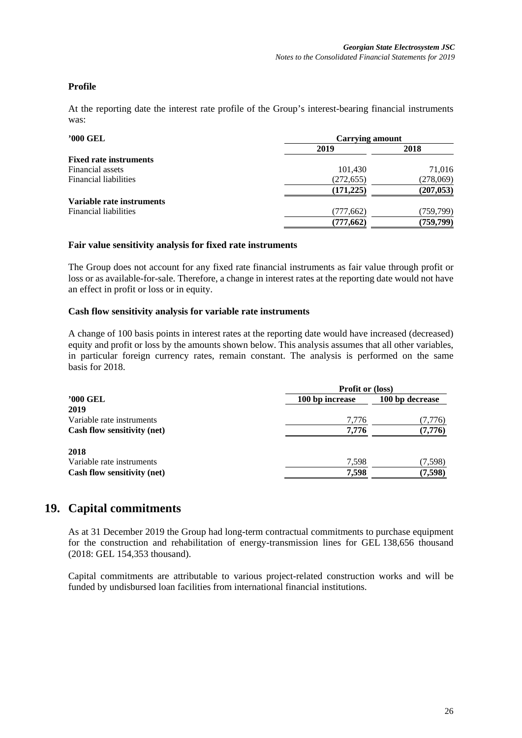### Profile

At the reporting date the interest rate profile of the Group's interest-bearing financial instruments was:

| '000 GEL | Carrying amount | |
|---|---|---|
| | 2019 | 2018 |
| **Fixed rate instruments** | | |
| Financial assets | 101,430 | 71,016 |
| Financial liabilities | (272,655) | (278,069) |
| | **(171,225)** | **(207,053)** |
| **Variable rate instruments** | | |
| Financial liabilities | (777,662) | (759,799) |
| | **(777,662)** | **(759,799)** |

#### Fair value sensitivity analysis for fixed rate instruments

The Group does not account for any fixed rate financial instruments as fair value through profit or loss or as available-for-sale. Therefore, a change in interest rates at the reporting date would not have an effect in profit or loss or in equity.

#### Cash flow sensitivity analysis for variable rate instruments

A change of 100 basis points in interest rates at the reporting date would have increased (decreased) equity and profit or loss by the amounts shown below. This analysis assumes that all other variables, in particular foreign currency rates, remain constant. The analysis is performed on the same basis for 2018.

| | Profit or (loss) | |
|---|---|---|
| '000 GEL | 100 bp increase | 100 bp decrease |
| **2019** | | |
| Variable rate instruments | 7,776 | (7,776) |
| **Cash flow sensitivity (net)** | **7,776** | **(7,776)** |
| **2018** | | |
| Variable rate instruments | 7,598 | (7,598) |
| **Cash flow sensitivity (net)** | **7,598** | **(7,598)** |

## 19. Capital commitments

As at 31 December 2019 the Group had long-term contractual commitments to purchase equipment for the construction and rehabilitation of energy-transmission lines for GEL 138,656 thousand (2018: GEL 154,353 thousand).

Capital commitments are attributable to various project-related construction works and will be funded by undisbursed loan facilities from international financial institutions.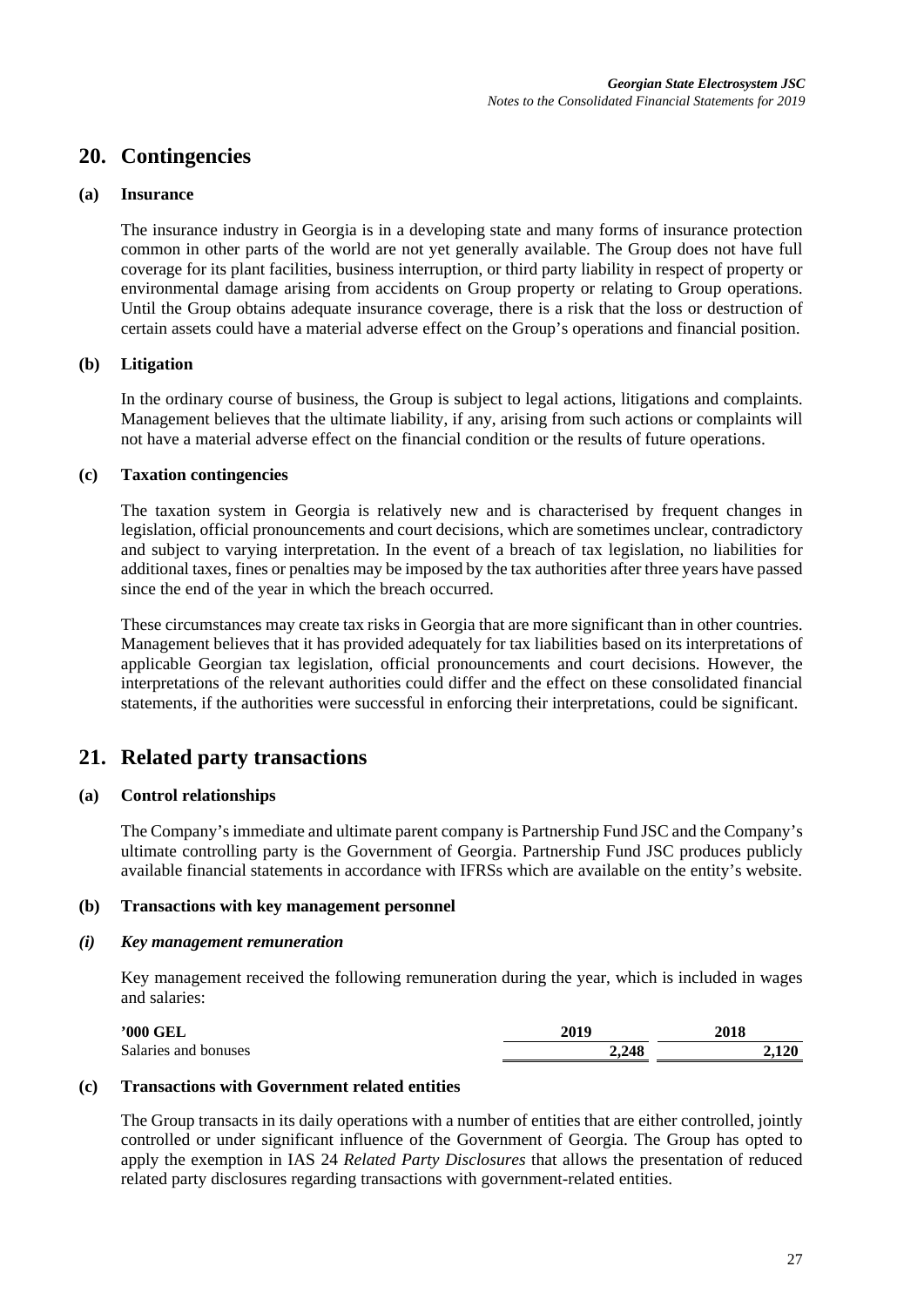## 20. Contingencies

### (a) Insurance

The insurance industry in Georgia is in a developing state and many forms of insurance protection common in other parts of the world are not yet generally available. The Group does not have full coverage for its plant facilities, business interruption, or third party liability in respect of property or environmental damage arising from accidents on Group property or relating to Group operations. Until the Group obtains adequate insurance coverage, there is a risk that the loss or destruction of certain assets could have a material adverse effect on the Group's operations and financial position.

### (b) Litigation

In the ordinary course of business, the Group is subject to legal actions, litigations and complaints. Management believes that the ultimate liability, if any, arising from such actions or complaints will not have a material adverse effect on the financial condition or the results of future operations.

### (c) Taxation contingencies

The taxation system in Georgia is relatively new and is characterised by frequent changes in legislation, official pronouncements and court decisions, which are sometimes unclear, contradictory and subject to varying interpretation. In the event of a breach of tax legislation, no liabilities for additional taxes, fines or penalties may be imposed by the tax authorities after three years have passed since the end of the year in which the breach occurred.

These circumstances may create tax risks in Georgia that are more significant than in other countries. Management believes that it has provided adequately for tax liabilities based on its interpretations of applicable Georgian tax legislation, official pronouncements and court decisions. However, the interpretations of the relevant authorities could differ and the effect on these consolidated financial statements, if the authorities were successful in enforcing their interpretations, could be significant.

## 21. Related party transactions

### (a) Control relationships

The Company's immediate and ultimate parent company is Partnership Fund JSC and the Company's ultimate controlling party is the Government of Georgia. Partnership Fund JSC produces publicly available financial statements in accordance with IFRSs which are available on the entity's website.

### (b) Transactions with key management personnel

#### *(i) Key management remuneration*

Key management received the following remuneration during the year, which is included in wages and salaries:

| **'000 GEL** | **2019** | **2018** |
|---|---|---|
| Salaries and bonuses | **2,248** | **2,120** |

### (c) Transactions with Government related entities

The Group transacts in its daily operations with a number of entities that are either controlled, jointly controlled or under significant influence of the Government of Georgia. The Group has opted to apply the exemption in IAS 24 *Related Party Disclosures* that allows the presentation of reduced related party disclosures regarding transactions with government-related entities.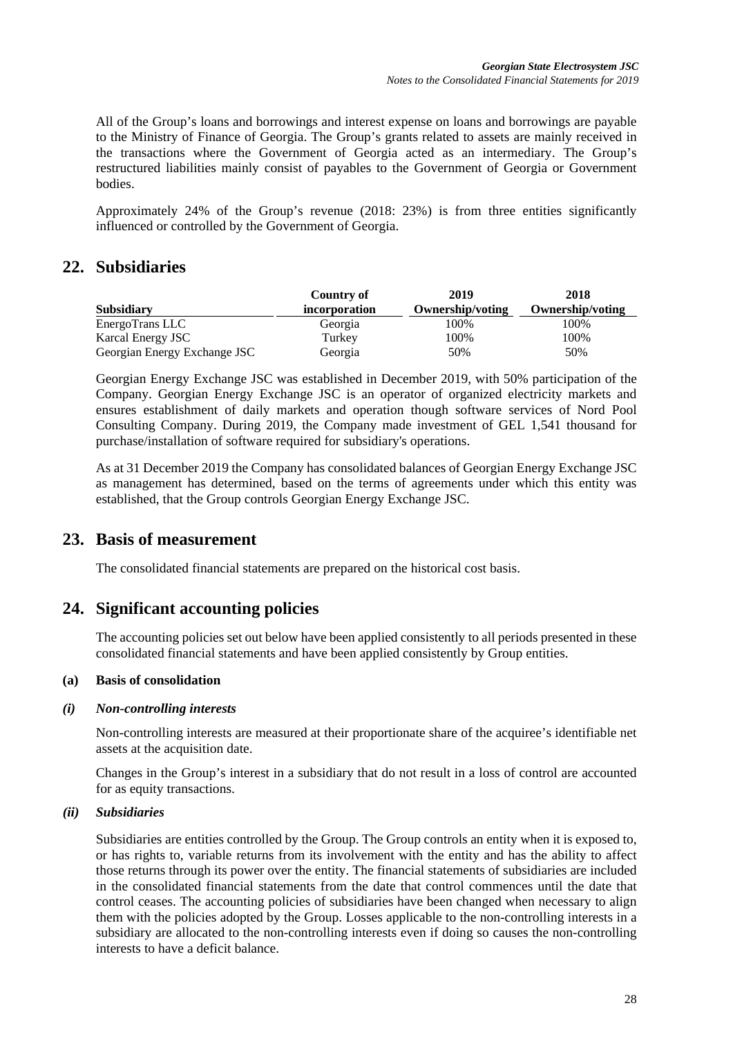All of the Group's loans and borrowings and interest expense on loans and borrowings are payable to the Ministry of Finance of Georgia. The Group's grants related to assets are mainly received in the transactions where the Government of Georgia acted as an intermediary. The Group's restructured liabilities mainly consist of payables to the Government of Georgia or Government bodies.

Approximately 24% of the Group's revenue (2018: 23%) is from three entities significantly influenced or controlled by the Government of Georgia.

## 22. Subsidiaries

| Subsidiary | Country of incorporation | 2019 Ownership/voting | 2018 Ownership/voting |
|---|---|---|---|
| EnergoTrans LLC | Georgia | 100% | 100% |
| Karcal Energy JSC | Turkey | 100% | 100% |
| Georgian Energy Exchange JSC | Georgia | 50% | 50% |

Georgian Energy Exchange JSC was established in December 2019, with 50% participation of the Company. Georgian Energy Exchange JSC is an operator of organized electricity markets and ensures establishment of daily markets and operation though software services of Nord Pool Consulting Company. During 2019, the Company made investment of GEL 1,541 thousand for purchase/installation of software required for subsidiary's operations.

As at 31 December 2019 the Company has consolidated balances of Georgian Energy Exchange JSC as management has determined, based on the terms of agreements under which this entity was established, that the Group controls Georgian Energy Exchange JSC.

## 23. Basis of measurement

The consolidated financial statements are prepared on the historical cost basis.

## 24. Significant accounting policies

The accounting policies set out below have been applied consistently to all periods presented in these consolidated financial statements and have been applied consistently by Group entities.

### (a) Basis of consolidation

#### *(i) Non-controlling interests*

Non-controlling interests are measured at their proportionate share of the acquiree's identifiable net assets at the acquisition date.

Changes in the Group's interest in a subsidiary that do not result in a loss of control are accounted for as equity transactions.

#### *(ii) Subsidiaries*

Subsidiaries are entities controlled by the Group. The Group controls an entity when it is exposed to, or has rights to, variable returns from its involvement with the entity and has the ability to affect those returns through its power over the entity. The financial statements of subsidiaries are included in the consolidated financial statements from the date that control commences until the date that control ceases. The accounting policies of subsidiaries have been changed when necessary to align them with the policies adopted by the Group. Losses applicable to the non-controlling interests in a subsidiary are allocated to the non-controlling interests even if doing so causes the non-controlling interests to have a deficit balance.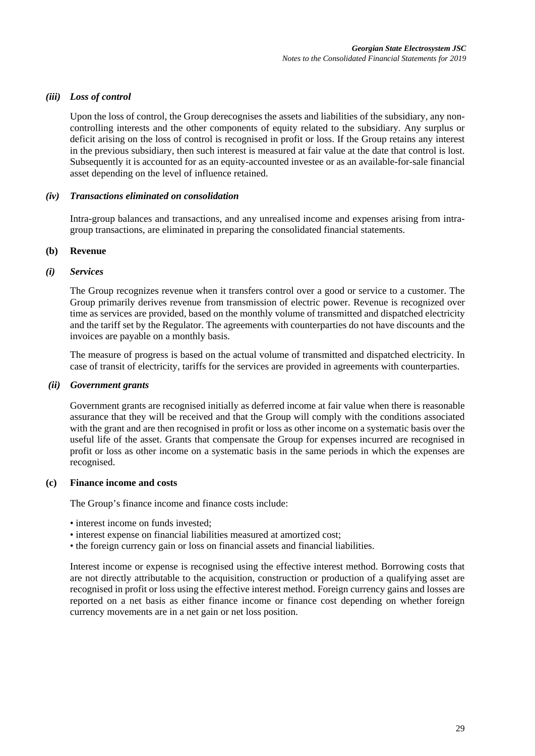### *(iii) Loss of control*

Upon the loss of control, the Group derecognises the assets and liabilities of the subsidiary, any non-controlling interests and the other components of equity related to the subsidiary. Any surplus or deficit arising on the loss of control is recognised in profit or loss. If the Group retains any interest in the previous subsidiary, then such interest is measured at fair value at the date that control is lost. Subsequently it is accounted for as an equity-accounted investee or as an available-for-sale financial asset depending on the level of influence retained.

### *(iv) Transactions eliminated on consolidation*

Intra-group balances and transactions, and any unrealised income and expenses arising from intra-group transactions, are eliminated in preparing the consolidated financial statements.

## (b) Revenue

### *(i) Services*

The Group recognizes revenue when it transfers control over a good or service to a customer. The Group primarily derives revenue from transmission of electric power. Revenue is recognized over time as services are provided, based on the monthly volume of transmitted and dispatched electricity and the tariff set by the Regulator. The agreements with counterparties do not have discounts and the invoices are payable on a monthly basis.

The measure of progress is based on the actual volume of transmitted and dispatched electricity. In case of transit of electricity, tariffs for the services are provided in agreements with counterparties.

### *(ii) Government grants*

Government grants are recognised initially as deferred income at fair value when there is reasonable assurance that they will be received and that the Group will comply with the conditions associated with the grant and are then recognised in profit or loss as other income on a systematic basis over the useful life of the asset. Grants that compensate the Group for expenses incurred are recognised in profit or loss as other income on a systematic basis in the same periods in which the expenses are recognised.

## (c) Finance income and costs

The Group's finance income and finance costs include:

- interest income on funds invested;
- interest expense on financial liabilities measured at amortized cost;
- the foreign currency gain or loss on financial assets and financial liabilities.

Interest income or expense is recognised using the effective interest method. Borrowing costs that are not directly attributable to the acquisition, construction or production of a qualifying asset are recognised in profit or loss using the effective interest method. Foreign currency gains and losses are reported on a net basis as either finance income or finance cost depending on whether foreign currency movements are in a net gain or net loss position.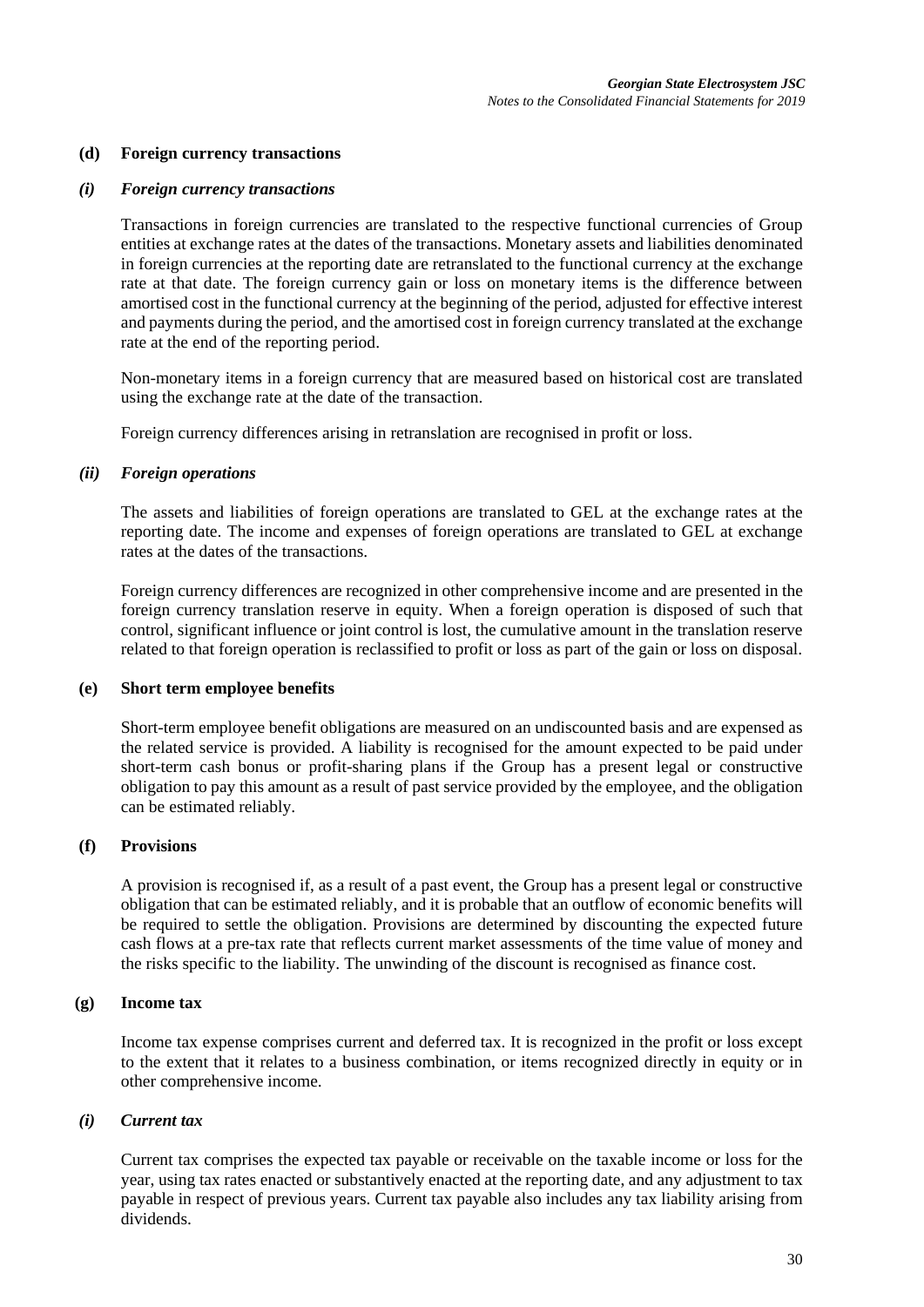### (d) Foreign currency transactions

#### *(i) Foreign currency transactions*

Transactions in foreign currencies are translated to the respective functional currencies of Group entities at exchange rates at the dates of the transactions. Monetary assets and liabilities denominated in foreign currencies at the reporting date are retranslated to the functional currency at the exchange rate at that date. The foreign currency gain or loss on monetary items is the difference between amortised cost in the functional currency at the beginning of the period, adjusted for effective interest and payments during the period, and the amortised cost in foreign currency translated at the exchange rate at the end of the reporting period.

Non-monetary items in a foreign currency that are measured based on historical cost are translated using the exchange rate at the date of the transaction.

Foreign currency differences arising in retranslation are recognised in profit or loss.

#### *(ii) Foreign operations*

The assets and liabilities of foreign operations are translated to GEL at the exchange rates at the reporting date. The income and expenses of foreign operations are translated to GEL at exchange rates at the dates of the transactions.

Foreign currency differences are recognized in other comprehensive income and are presented in the foreign currency translation reserve in equity. When a foreign operation is disposed of such that control, significant influence or joint control is lost, the cumulative amount in the translation reserve related to that foreign operation is reclassified to profit or loss as part of the gain or loss on disposal.

### (e) Short term employee benefits

Short-term employee benefit obligations are measured on an undiscounted basis and are expensed as the related service is provided. A liability is recognised for the amount expected to be paid under short-term cash bonus or profit-sharing plans if the Group has a present legal or constructive obligation to pay this amount as a result of past service provided by the employee, and the obligation can be estimated reliably.

### (f) Provisions

A provision is recognised if, as a result of a past event, the Group has a present legal or constructive obligation that can be estimated reliably, and it is probable that an outflow of economic benefits will be required to settle the obligation. Provisions are determined by discounting the expected future cash flows at a pre-tax rate that reflects current market assessments of the time value of money and the risks specific to the liability. The unwinding of the discount is recognised as finance cost.

### (g) Income tax

Income tax expense comprises current and deferred tax. It is recognized in the profit or loss except to the extent that it relates to a business combination, or items recognized directly in equity or in other comprehensive income.

#### *(i) Current tax*

Current tax comprises the expected tax payable or receivable on the taxable income or loss for the year, using tax rates enacted or substantively enacted at the reporting date, and any adjustment to tax payable in respect of previous years. Current tax payable also includes any tax liability arising from dividends.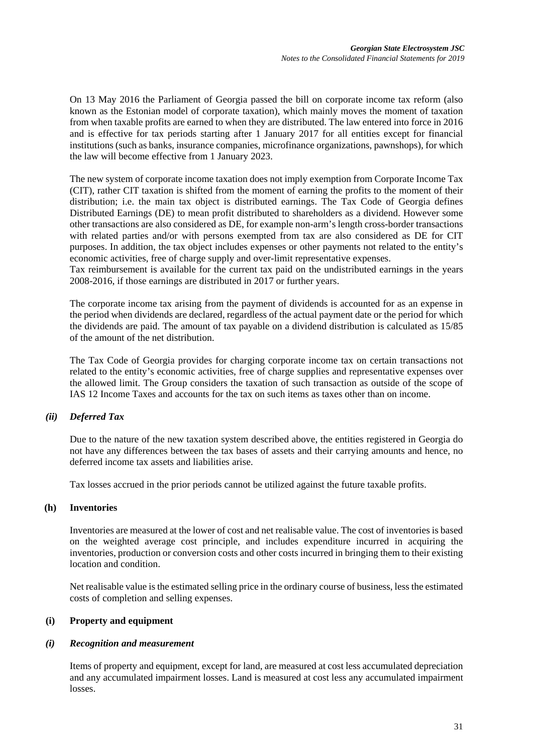On 13 May 2016 the Parliament of Georgia passed the bill on corporate income tax reform (also known as the Estonian model of corporate taxation), which mainly moves the moment of taxation from when taxable profits are earned to when they are distributed. The law entered into force in 2016 and is effective for tax periods starting after 1 January 2017 for all entities except for financial institutions (such as banks, insurance companies, microfinance organizations, pawnshops), for which the law will become effective from 1 January 2023.

The new system of corporate income taxation does not imply exemption from Corporate Income Tax (CIT), rather CIT taxation is shifted from the moment of earning the profits to the moment of their distribution; i.e. the main tax object is distributed earnings. The Tax Code of Georgia defines Distributed Earnings (DE) to mean profit distributed to shareholders as a dividend. However some other transactions are also considered as DE, for example non-arm's length cross-border transactions with related parties and/or with persons exempted from tax are also considered as DE for CIT purposes. In addition, the tax object includes expenses or other payments not related to the entity's economic activities, free of charge supply and over-limit representative expenses.
Tax reimbursement is available for the current tax paid on the undistributed earnings in the years 2008-2016, if those earnings are distributed in 2017 or further years.

The corporate income tax arising from the payment of dividends is accounted for as an expense in the period when dividends are declared, regardless of the actual payment date or the period for which the dividends are paid. The amount of tax payable on a dividend distribution is calculated as 15/85 of the amount of the net distribution.

The Tax Code of Georgia provides for charging corporate income tax on certain transactions not related to the entity's economic activities, free of charge supplies and representative expenses over the allowed limit. The Group considers the taxation of such transaction as outside of the scope of IAS 12 Income Taxes and accounts for the tax on such items as taxes other than on income.

### *(ii) Deferred Tax*

Due to the nature of the new taxation system described above, the entities registered in Georgia do not have any differences between the tax bases of assets and their carrying amounts and hence, no deferred income tax assets and liabilities arise.

Tax losses accrued in the prior periods cannot be utilized against the future taxable profits.

## (h) Inventories

Inventories are measured at the lower of cost and net realisable value. The cost of inventories is based on the weighted average cost principle, and includes expenditure incurred in acquiring the inventories, production or conversion costs and other costs incurred in bringing them to their existing location and condition.

Net realisable value is the estimated selling price in the ordinary course of business, less the estimated costs of completion and selling expenses.

## (i) Property and equipment

### *(i) Recognition and measurement*

Items of property and equipment, except for land, are measured at cost less accumulated depreciation and any accumulated impairment losses. Land is measured at cost less any accumulated impairment losses.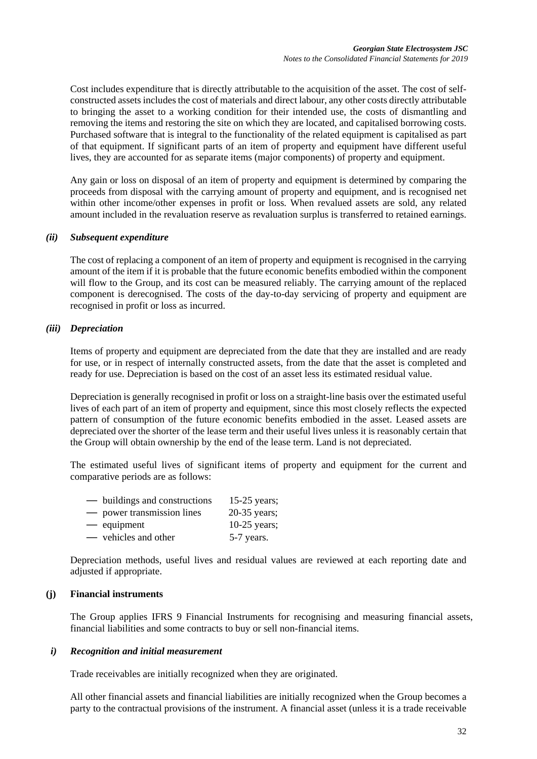Cost includes expenditure that is directly attributable to the acquisition of the asset. The cost of self-constructed assets includes the cost of materials and direct labour, any other costs directly attributable to bringing the asset to a working condition for their intended use, the costs of dismantling and removing the items and restoring the site on which they are located, and capitalised borrowing costs. Purchased software that is integral to the functionality of the related equipment is capitalised as part of that equipment. If significant parts of an item of property and equipment have different useful lives, they are accounted for as separate items (major components) of property and equipment.

Any gain or loss on disposal of an item of property and equipment is determined by comparing the proceeds from disposal with the carrying amount of property and equipment, and is recognised net within other income/other expenses in profit or loss. When revalued assets are sold, any related amount included in the revaluation reserve as revaluation surplus is transferred to retained earnings.

### *(ii) Subsequent expenditure*

The cost of replacing a component of an item of property and equipment is recognised in the carrying amount of the item if it is probable that the future economic benefits embodied within the component will flow to the Group, and its cost can be measured reliably. The carrying amount of the replaced component is derecognised. The costs of the day-to-day servicing of property and equipment are recognised in profit or loss as incurred.

### *(iii) Depreciation*

Items of property and equipment are depreciated from the date that they are installed and are ready for use, or in respect of internally constructed assets, from the date that the asset is completed and ready for use. Depreciation is based on the cost of an asset less its estimated residual value.

Depreciation is generally recognised in profit or loss on a straight-line basis over the estimated useful lives of each part of an item of property and equipment, since this most closely reflects the expected pattern of consumption of the future economic benefits embodied in the asset. Leased assets are depreciated over the shorter of the lease term and their useful lives unless it is reasonably certain that the Group will obtain ownership by the end of the lease term. Land is not depreciated.

The estimated useful lives of significant items of property and equipment for the current and comparative periods are as follows:

- buildings and constructions 15-25 years;
- power transmission lines 20-35 years;
- equipment 10-25 years;
- vehicles and other 5-7 years.

Depreciation methods, useful lives and residual values are reviewed at each reporting date and adjusted if appropriate.

## (j) Financial instruments

The Group applies IFRS 9 Financial Instruments for recognising and measuring financial assets, financial liabilities and some contracts to buy or sell non-financial items.

### *i) Recognition and initial measurement*

Trade receivables are initially recognized when they are originated.

All other financial assets and financial liabilities are initially recognized when the Group becomes a party to the contractual provisions of the instrument. A financial asset (unless it is a trade receivable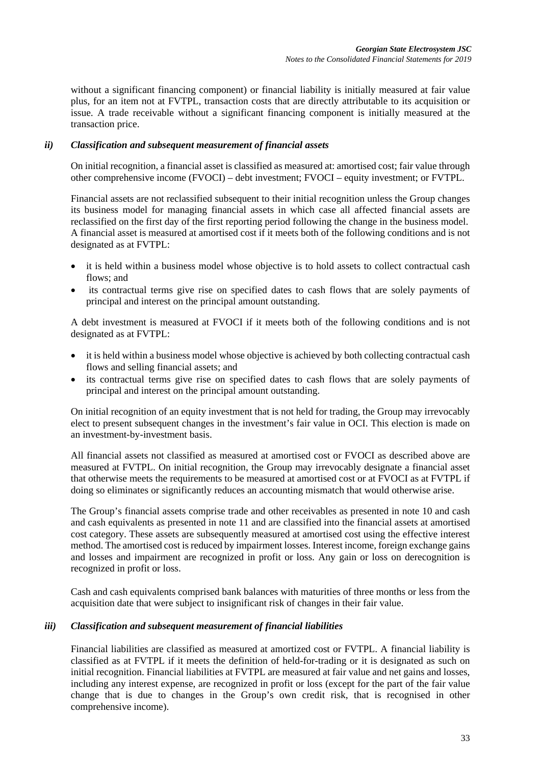without a significant financing component) or financial liability is initially measured at fair value plus, for an item not at FVTPL, transaction costs that are directly attributable to its acquisition or issue. A trade receivable without a significant financing component is initially measured at the transaction price.

### *ii) Classification and subsequent measurement of financial assets*

On initial recognition, a financial asset is classified as measured at: amortised cost; fair value through other comprehensive income (FVOCI) – debt investment; FVOCI – equity investment; or FVTPL.

Financial assets are not reclassified subsequent to their initial recognition unless the Group changes its business model for managing financial assets in which case all affected financial assets are reclassified on the first day of the first reporting period following the change in the business model. A financial asset is measured at amortised cost if it meets both of the following conditions and is not designated as at FVTPL:

- it is held within a business model whose objective is to hold assets to collect contractual cash flows; and
- its contractual terms give rise on specified dates to cash flows that are solely payments of principal and interest on the principal amount outstanding.

A debt investment is measured at FVOCI if it meets both of the following conditions and is not designated as at FVTPL:

- it is held within a business model whose objective is achieved by both collecting contractual cash flows and selling financial assets; and
- its contractual terms give rise on specified dates to cash flows that are solely payments of principal and interest on the principal amount outstanding.

On initial recognition of an equity investment that is not held for trading, the Group may irrevocably elect to present subsequent changes in the investment's fair value in OCI. This election is made on an investment-by-investment basis.

All financial assets not classified as measured at amortised cost or FVOCI as described above are measured at FVTPL. On initial recognition, the Group may irrevocably designate a financial asset that otherwise meets the requirements to be measured at amortised cost or at FVOCI as at FVTPL if doing so eliminates or significantly reduces an accounting mismatch that would otherwise arise.

The Group's financial assets comprise trade and other receivables as presented in note 10 and cash and cash equivalents as presented in note 11 and are classified into the financial assets at amortised cost category. These assets are subsequently measured at amortised cost using the effective interest method. The amortised cost is reduced by impairment losses. Interest income, foreign exchange gains and losses and impairment are recognized in profit or loss. Any gain or loss on derecognition is recognized in profit or loss.

Cash and cash equivalents comprised bank balances with maturities of three months or less from the acquisition date that were subject to insignificant risk of changes in their fair value.

### *iii) Classification and subsequent measurement of financial liabilities*

Financial liabilities are classified as measured at amortized cost or FVTPL. A financial liability is classified as at FVTPL if it meets the definition of held-for-trading or it is designated as such on initial recognition. Financial liabilities at FVTPL are measured at fair value and net gains and losses, including any interest expense, are recognized in profit or loss (except for the part of the fair value change that is due to changes in the Group's own credit risk, that is recognised in other comprehensive income).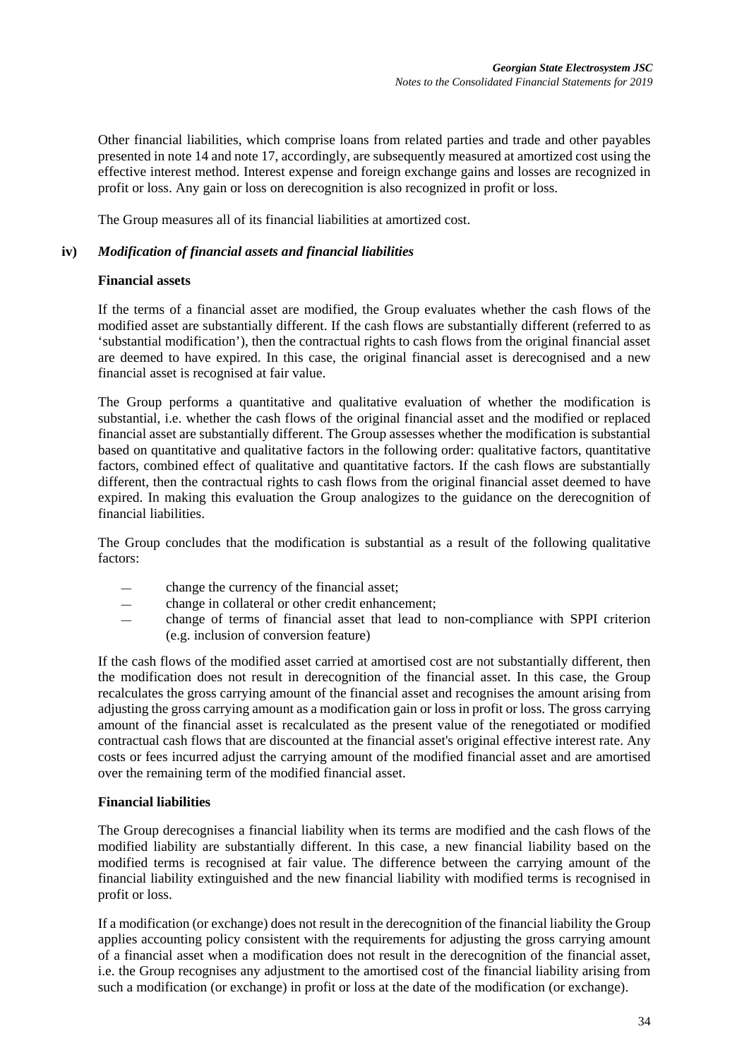Other financial liabilities, which comprise loans from related parties and trade and other payables presented in note 14 and note 17, accordingly, are subsequently measured at amortized cost using the effective interest method. Interest expense and foreign exchange gains and losses are recognized in profit or loss. Any gain or loss on derecognition is also recognized in profit or loss.

The Group measures all of its financial liabilities at amortized cost.

### iv) *Modification of financial assets and financial liabilities*

**Financial assets**

If the terms of a financial asset are modified, the Group evaluates whether the cash flows of the modified asset are substantially different. If the cash flows are substantially different (referred to as 'substantial modification'), then the contractual rights to cash flows from the original financial asset are deemed to have expired. In this case, the original financial asset is derecognised and a new financial asset is recognised at fair value.

The Group performs a quantitative and qualitative evaluation of whether the modification is substantial, i.e. whether the cash flows of the original financial asset and the modified or replaced financial asset are substantially different. The Group assesses whether the modification is substantial based on quantitative and qualitative factors in the following order: qualitative factors, quantitative factors, combined effect of qualitative and quantitative factors. If the cash flows are substantially different, then the contractual rights to cash flows from the original financial asset deemed to have expired. In making this evaluation the Group analogizes to the guidance on the derecognition of financial liabilities.

The Group concludes that the modification is substantial as a result of the following qualitative factors:

- change the currency of the financial asset;
- change in collateral or other credit enhancement;
- change of terms of financial asset that lead to non-compliance with SPPI criterion (e.g. inclusion of conversion feature)

If the cash flows of the modified asset carried at amortised cost are not substantially different, then the modification does not result in derecognition of the financial asset. In this case, the Group recalculates the gross carrying amount of the financial asset and recognises the amount arising from adjusting the gross carrying amount as a modification gain or loss in profit or loss. The gross carrying amount of the financial asset is recalculated as the present value of the renegotiated or modified contractual cash flows that are discounted at the financial asset's original effective interest rate. Any costs or fees incurred adjust the carrying amount of the modified financial asset and are amortised over the remaining term of the modified financial asset.

**Financial liabilities**

The Group derecognises a financial liability when its terms are modified and the cash flows of the modified liability are substantially different. In this case, a new financial liability based on the modified terms is recognised at fair value. The difference between the carrying amount of the financial liability extinguished and the new financial liability with modified terms is recognised in profit or loss.

If a modification (or exchange) does not result in the derecognition of the financial liability the Group applies accounting policy consistent with the requirements for adjusting the gross carrying amount of a financial asset when a modification does not result in the derecognition of the financial asset, i.e. the Group recognises any adjustment to the amortised cost of the financial liability arising from such a modification (or exchange) in profit or loss at the date of the modification (or exchange).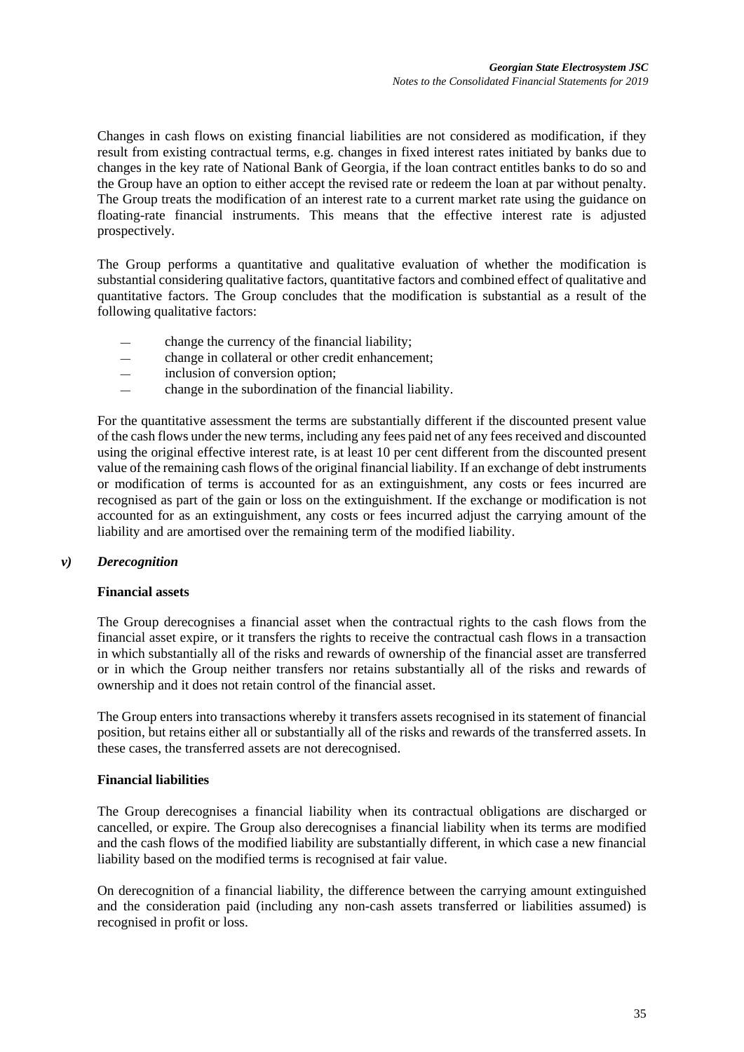Changes in cash flows on existing financial liabilities are not considered as modification, if they result from existing contractual terms, e.g. changes in fixed interest rates initiated by banks due to changes in the key rate of National Bank of Georgia, if the loan contract entitles banks to do so and the Group have an option to either accept the revised rate or redeem the loan at par without penalty. The Group treats the modification of an interest rate to a current market rate using the guidance on floating-rate financial instruments. This means that the effective interest rate is adjusted prospectively.

The Group performs a quantitative and qualitative evaluation of whether the modification is substantial considering qualitative factors, quantitative factors and combined effect of qualitative and quantitative factors. The Group concludes that the modification is substantial as a result of the following qualitative factors:

- change the currency of the financial liability;
- change in collateral or other credit enhancement;
- inclusion of conversion option;
- change in the subordination of the financial liability.

For the quantitative assessment the terms are substantially different if the discounted present value of the cash flows under the new terms, including any fees paid net of any fees received and discounted using the original effective interest rate, is at least 10 per cent different from the discounted present value of the remaining cash flows of the original financial liability. If an exchange of debt instruments or modification of terms is accounted for as an extinguishment, any costs or fees incurred are recognised as part of the gain or loss on the extinguishment. If the exchange or modification is not accounted for as an extinguishment, any costs or fees incurred adjust the carrying amount of the liability and are amortised over the remaining term of the modified liability.

### *v) Derecognition*

**Financial assets**

The Group derecognises a financial asset when the contractual rights to the cash flows from the financial asset expire, or it transfers the rights to receive the contractual cash flows in a transaction in which substantially all of the risks and rewards of ownership of the financial asset are transferred or in which the Group neither transfers nor retains substantially all of the risks and rewards of ownership and it does not retain control of the financial asset.

The Group enters into transactions whereby it transfers assets recognised in its statement of financial position, but retains either all or substantially all of the risks and rewards of the transferred assets. In these cases, the transferred assets are not derecognised.

**Financial liabilities**

The Group derecognises a financial liability when its contractual obligations are discharged or cancelled, or expire. The Group also derecognises a financial liability when its terms are modified and the cash flows of the modified liability are substantially different, in which case a new financial liability based on the modified terms is recognised at fair value.

On derecognition of a financial liability, the difference between the carrying amount extinguished and the consideration paid (including any non-cash assets transferred or liabilities assumed) is recognised in profit or loss.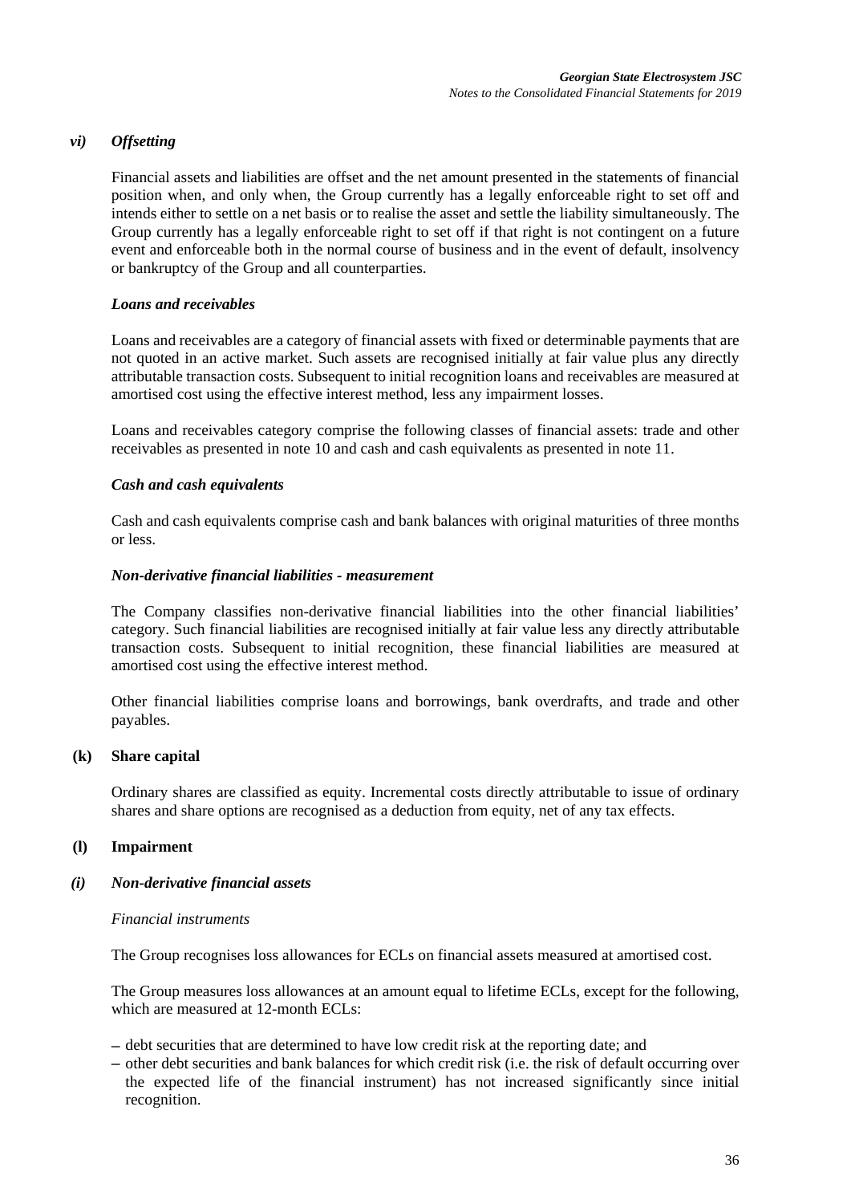### *vi) Offsetting*

Financial assets and liabilities are offset and the net amount presented in the statements of financial position when, and only when, the Group currently has a legally enforceable right to set off and intends either to settle on a net basis or to realise the asset and settle the liability simultaneously. The Group currently has a legally enforceable right to set off if that right is not contingent on a future event and enforceable both in the normal course of business and in the event of default, insolvency or bankruptcy of the Group and all counterparties.

***Loans and receivables***

Loans and receivables are a category of financial assets with fixed or determinable payments that are not quoted in an active market. Such assets are recognised initially at fair value plus any directly attributable transaction costs. Subsequent to initial recognition loans and receivables are measured at amortised cost using the effective interest method, less any impairment losses.

Loans and receivables category comprise the following classes of financial assets: trade and other receivables as presented in note 10 and cash and cash equivalents as presented in note 11.

***Cash and cash equivalents***

Cash and cash equivalents comprise cash and bank balances with original maturities of three months or less.

***Non-derivative financial liabilities - measurement***

The Company classifies non-derivative financial liabilities into the other financial liabilities' category. Such financial liabilities are recognised initially at fair value less any directly attributable transaction costs. Subsequent to initial recognition, these financial liabilities are measured at amortised cost using the effective interest method.

Other financial liabilities comprise loans and borrowings, bank overdrafts, and trade and other payables.

## (k) Share capital

Ordinary shares are classified as equity. Incremental costs directly attributable to issue of ordinary shares and share options are recognised as a deduction from equity, net of any tax effects.

## (l) Impairment

### *(i) Non-derivative financial assets*

*Financial instruments*

The Group recognises loss allowances for ECLs on financial assets measured at amortised cost.

The Group measures loss allowances at an amount equal to lifetime ECLs, except for the following, which are measured at 12-month ECLs:

- debt securities that are determined to have low credit risk at the reporting date; and
- other debt securities and bank balances for which credit risk (i.e. the risk of default occurring over the expected life of the financial instrument) has not increased significantly since initial recognition.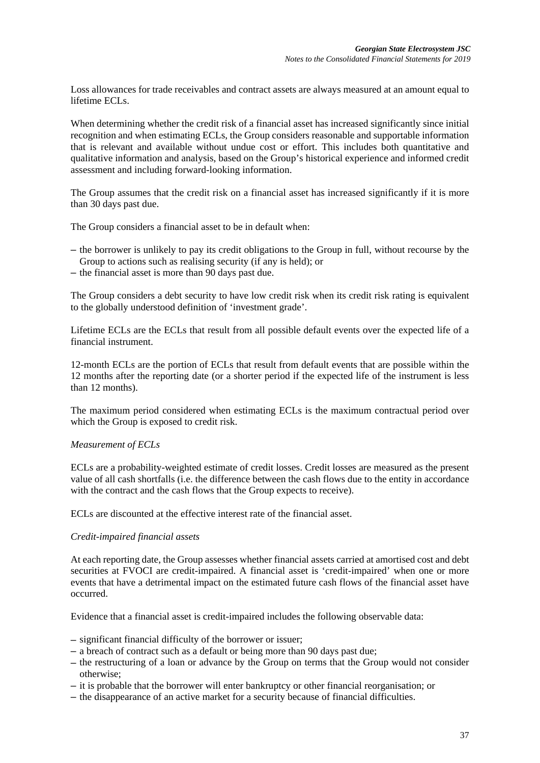Loss allowances for trade receivables and contract assets are always measured at an amount equal to lifetime ECLs.

When determining whether the credit risk of a financial asset has increased significantly since initial recognition and when estimating ECLs, the Group considers reasonable and supportable information that is relevant and available without undue cost or effort. This includes both quantitative and qualitative information and analysis, based on the Group's historical experience and informed credit assessment and including forward-looking information.

The Group assumes that the credit risk on a financial asset has increased significantly if it is more than 30 days past due.

The Group considers a financial asset to be in default when:

– the borrower is unlikely to pay its credit obligations to the Group in full, without recourse by the Group to actions such as realising security (if any is held); or
– the financial asset is more than 90 days past due.

The Group considers a debt security to have low credit risk when its credit risk rating is equivalent to the globally understood definition of 'investment grade'.

Lifetime ECLs are the ECLs that result from all possible default events over the expected life of a financial instrument.

12-month ECLs are the portion of ECLs that result from default events that are possible within the 12 months after the reporting date (or a shorter period if the expected life of the instrument is less than 12 months).

The maximum period considered when estimating ECLs is the maximum contractual period over which the Group is exposed to credit risk.

*Measurement of ECLs*

ECLs are a probability-weighted estimate of credit losses. Credit losses are measured as the present value of all cash shortfalls (i.e. the difference between the cash flows due to the entity in accordance with the contract and the cash flows that the Group expects to receive).

ECLs are discounted at the effective interest rate of the financial asset.

*Credit-impaired financial assets*

At each reporting date, the Group assesses whether financial assets carried at amortised cost and debt securities at FVOCI are credit-impaired. A financial asset is 'credit-impaired' when one or more events that have a detrimental impact on the estimated future cash flows of the financial asset have occurred.

Evidence that a financial asset is credit-impaired includes the following observable data:

– significant financial difficulty of the borrower or issuer;
– a breach of contract such as a default or being more than 90 days past due;
– the restructuring of a loan or advance by the Group on terms that the Group would not consider otherwise;
– it is probable that the borrower will enter bankruptcy or other financial reorganisation; or
– the disappearance of an active market for a security because of financial difficulties.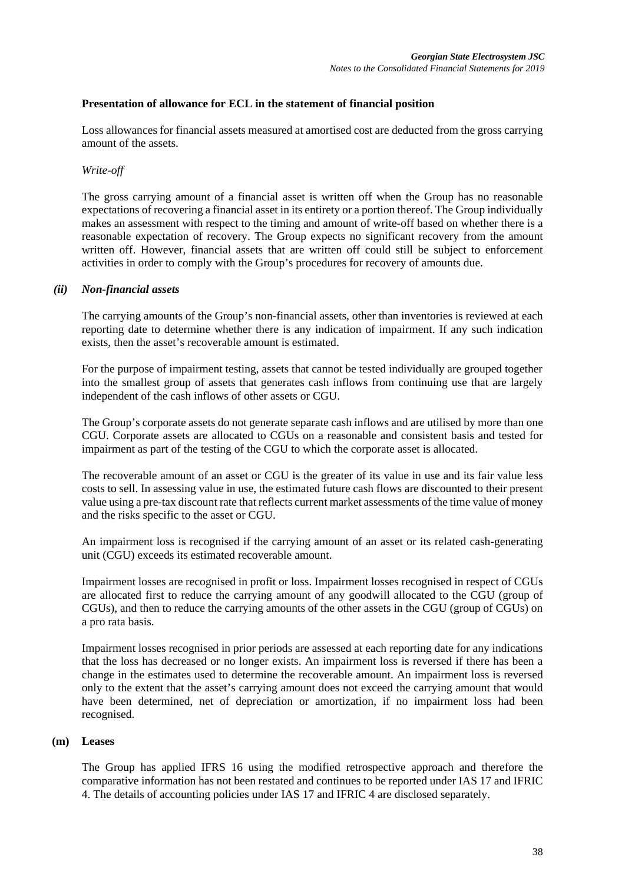**Presentation of allowance for ECL in the statement of financial position**

Loss allowances for financial assets measured at amortised cost are deducted from the gross carrying amount of the assets.

*Write-off*

The gross carrying amount of a financial asset is written off when the Group has no reasonable expectations of recovering a financial asset in its entirety or a portion thereof. The Group individually makes an assessment with respect to the timing and amount of write-off based on whether there is a reasonable expectation of recovery. The Group expects no significant recovery from the amount written off. However, financial assets that are written off could still be subject to enforcement activities in order to comply with the Group's procedures for recovery of amounts due.

***(ii) Non-financial assets***

The carrying amounts of the Group's non-financial assets, other than inventories is reviewed at each reporting date to determine whether there is any indication of impairment. If any such indication exists, then the asset's recoverable amount is estimated.

For the purpose of impairment testing, assets that cannot be tested individually are grouped together into the smallest group of assets that generates cash inflows from continuing use that are largely independent of the cash inflows of other assets or CGU.

The Group's corporate assets do not generate separate cash inflows and are utilised by more than one CGU. Corporate assets are allocated to CGUs on a reasonable and consistent basis and tested for impairment as part of the testing of the CGU to which the corporate asset is allocated.

The recoverable amount of an asset or CGU is the greater of its value in use and its fair value less costs to sell. In assessing value in use, the estimated future cash flows are discounted to their present value using a pre-tax discount rate that reflects current market assessments of the time value of money and the risks specific to the asset or CGU.

An impairment loss is recognised if the carrying amount of an asset or its related cash-generating unit (CGU) exceeds its estimated recoverable amount.

Impairment losses are recognised in profit or loss. Impairment losses recognised in respect of CGUs are allocated first to reduce the carrying amount of any goodwill allocated to the CGU (group of CGUs), and then to reduce the carrying amounts of the other assets in the CGU (group of CGUs) on a pro rata basis.

Impairment losses recognised in prior periods are assessed at each reporting date for any indications that the loss has decreased or no longer exists. An impairment loss is reversed if there has been a change in the estimates used to determine the recoverable amount. An impairment loss is reversed only to the extent that the asset's carrying amount does not exceed the carrying amount that would have been determined, net of depreciation or amortization, if no impairment loss had been recognised.

**(m) Leases**

The Group has applied IFRS 16 using the modified retrospective approach and therefore the comparative information has not been restated and continues to be reported under IAS 17 and IFRIC 4. The details of accounting policies under IAS 17 and IFRIC 4 are disclosed separately.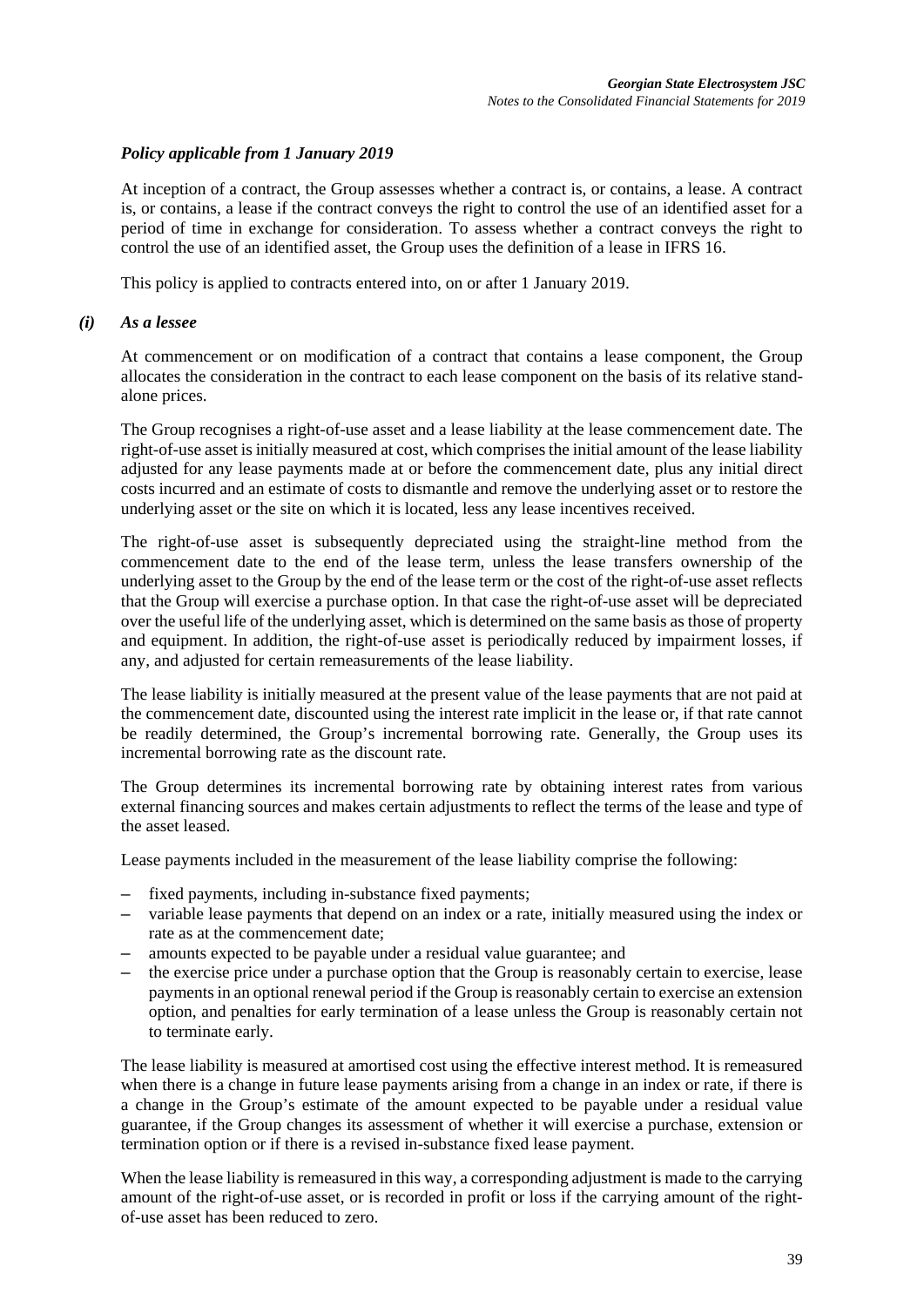***Policy applicable from 1 January 2019***

At inception of a contract, the Group assesses whether a contract is, or contains, a lease. A contract is, or contains, a lease if the contract conveys the right to control the use of an identified asset for a period of time in exchange for consideration. To assess whether a contract conveys the right to control the use of an identified asset, the Group uses the definition of a lease in IFRS 16.

This policy is applied to contracts entered into, on or after 1 January 2019.

***(i) As a lessee***

At commencement or on modification of a contract that contains a lease component, the Group allocates the consideration in the contract to each lease component on the basis of its relative stand-alone prices.

The Group recognises a right-of-use asset and a lease liability at the lease commencement date. The right-of-use asset is initially measured at cost, which comprises the initial amount of the lease liability adjusted for any lease payments made at or before the commencement date, plus any initial direct costs incurred and an estimate of costs to dismantle and remove the underlying asset or to restore the underlying asset or the site on which it is located, less any lease incentives received.

The right-of-use asset is subsequently depreciated using the straight-line method from the commencement date to the end of the lease term, unless the lease transfers ownership of the underlying asset to the Group by the end of the lease term or the cost of the right-of-use asset reflects that the Group will exercise a purchase option. In that case the right-of-use asset will be depreciated over the useful life of the underlying asset, which is determined on the same basis as those of property and equipment. In addition, the right-of-use asset is periodically reduced by impairment losses, if any, and adjusted for certain remeasurements of the lease liability.

The lease liability is initially measured at the present value of the lease payments that are not paid at the commencement date, discounted using the interest rate implicit in the lease or, if that rate cannot be readily determined, the Group's incremental borrowing rate. Generally, the Group uses its incremental borrowing rate as the discount rate.

The Group determines its incremental borrowing rate by obtaining interest rates from various external financing sources and makes certain adjustments to reflect the terms of the lease and type of the asset leased.

Lease payments included in the measurement of the lease liability comprise the following:

- fixed payments, including in-substance fixed payments;
- variable lease payments that depend on an index or a rate, initially measured using the index or rate as at the commencement date;
- amounts expected to be payable under a residual value guarantee; and
- the exercise price under a purchase option that the Group is reasonably certain to exercise, lease payments in an optional renewal period if the Group is reasonably certain to exercise an extension option, and penalties for early termination of a lease unless the Group is reasonably certain not to terminate early.

The lease liability is measured at amortised cost using the effective interest method. It is remeasured when there is a change in future lease payments arising from a change in an index or rate, if there is a change in the Group's estimate of the amount expected to be payable under a residual value guarantee, if the Group changes its assessment of whether it will exercise a purchase, extension or termination option or if there is a revised in-substance fixed lease payment.

When the lease liability is remeasured in this way, a corresponding adjustment is made to the carrying amount of the right-of-use asset, or is recorded in profit or loss if the carrying amount of the right-of-use asset has been reduced to zero.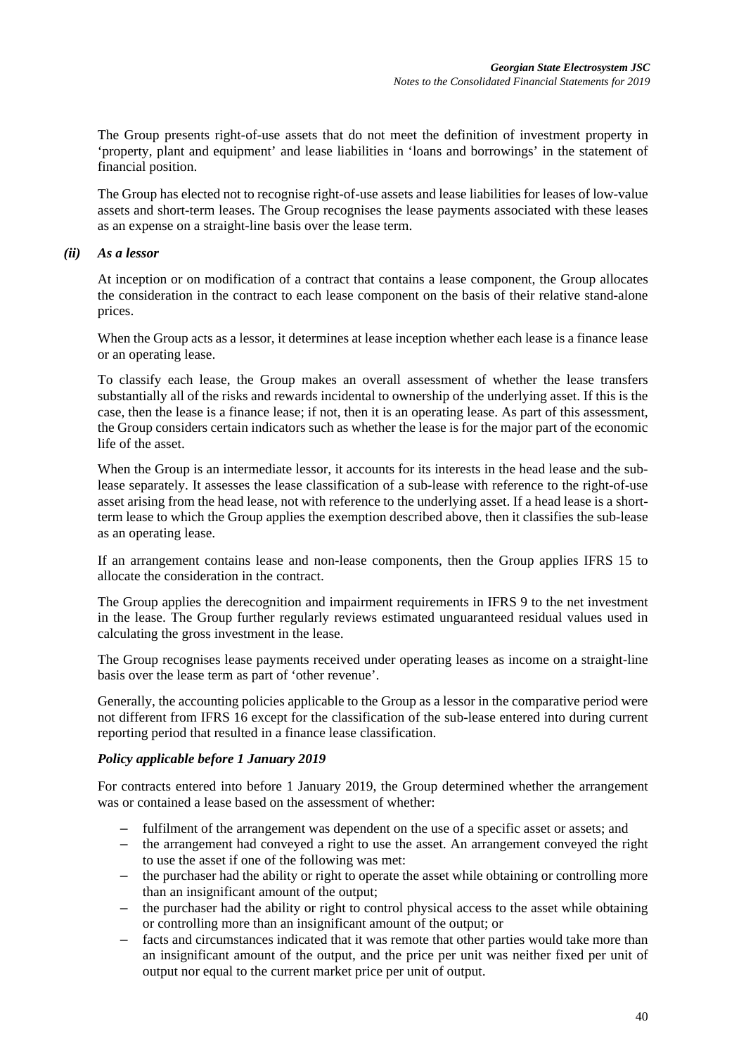The Group presents right-of-use assets that do not meet the definition of investment property in 'property, plant and equipment' and lease liabilities in 'loans and borrowings' in the statement of financial position.

The Group has elected not to recognise right-of-use assets and lease liabilities for leases of low-value assets and short-term leases. The Group recognises the lease payments associated with these leases as an expense on a straight-line basis over the lease term.

### *(ii) As a lessor*

At inception or on modification of a contract that contains a lease component, the Group allocates the consideration in the contract to each lease component on the basis of their relative stand-alone prices.

When the Group acts as a lessor, it determines at lease inception whether each lease is a finance lease or an operating lease.

To classify each lease, the Group makes an overall assessment of whether the lease transfers substantially all of the risks and rewards incidental to ownership of the underlying asset. If this is the case, then the lease is a finance lease; if not, then it is an operating lease. As part of this assessment, the Group considers certain indicators such as whether the lease is for the major part of the economic life of the asset.

When the Group is an intermediate lessor, it accounts for its interests in the head lease and the sub-lease separately. It assesses the lease classification of a sub-lease with reference to the right-of-use asset arising from the head lease, not with reference to the underlying asset. If a head lease is a short-term lease to which the Group applies the exemption described above, then it classifies the sub-lease as an operating lease.

If an arrangement contains lease and non-lease components, then the Group applies IFRS 15 to allocate the consideration in the contract.

The Group applies the derecognition and impairment requirements in IFRS 9 to the net investment in the lease. The Group further regularly reviews estimated unguaranteed residual values used in calculating the gross investment in the lease.

The Group recognises lease payments received under operating leases as income on a straight-line basis over the lease term as part of 'other revenue'.

Generally, the accounting policies applicable to the Group as a lessor in the comparative period were not different from IFRS 16 except for the classification of the sub-lease entered into during current reporting period that resulted in a finance lease classification.

### *Policy applicable before 1 January 2019*

For contracts entered into before 1 January 2019, the Group determined whether the arrangement was or contained a lease based on the assessment of whether:

- fulfilment of the arrangement was dependent on the use of a specific asset or assets; and
- the arrangement had conveyed a right to use the asset. An arrangement conveyed the right to use the asset if one of the following was met:
- the purchaser had the ability or right to operate the asset while obtaining or controlling more than an insignificant amount of the output;
- the purchaser had the ability or right to control physical access to the asset while obtaining or controlling more than an insignificant amount of the output; or
- facts and circumstances indicated that it was remote that other parties would take more than an insignificant amount of the output, and the price per unit was neither fixed per unit of output nor equal to the current market price per unit of output.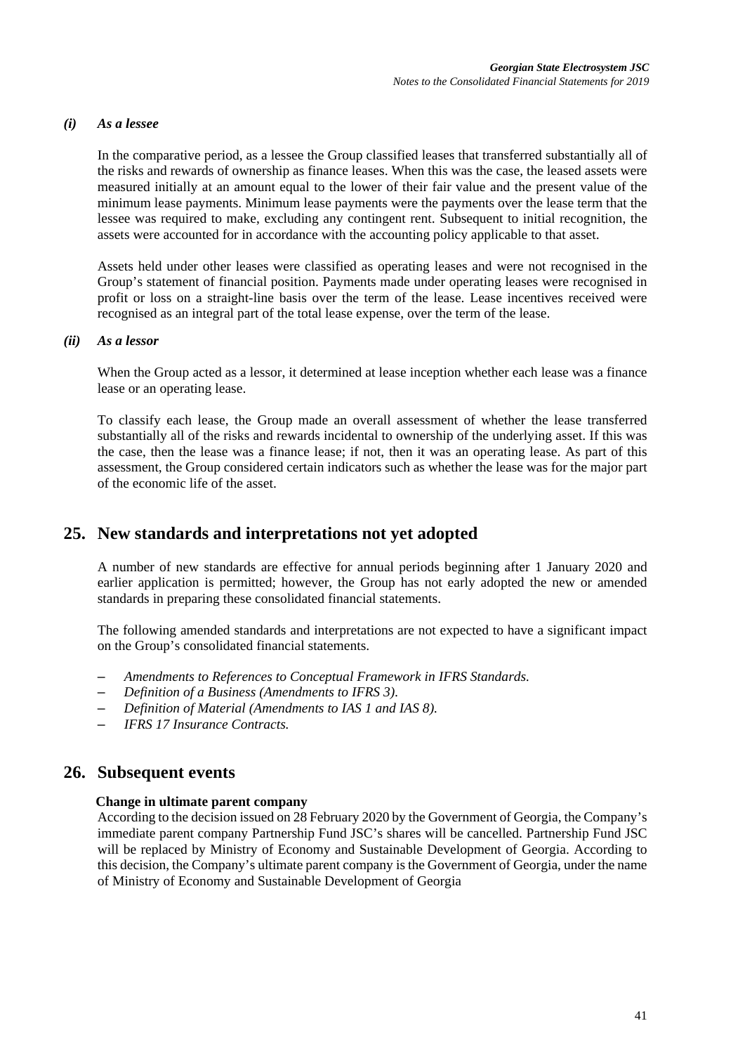#### *(i) As a lessee*

In the comparative period, as a lessee the Group classified leases that transferred substantially all of the risks and rewards of ownership as finance leases. When this was the case, the leased assets were measured initially at an amount equal to the lower of their fair value and the present value of the minimum lease payments. Minimum lease payments were the payments over the lease term that the lessee was required to make, excluding any contingent rent. Subsequent to initial recognition, the assets were accounted for in accordance with the accounting policy applicable to that asset.

Assets held under other leases were classified as operating leases and were not recognised in the Group's statement of financial position. Payments made under operating leases were recognised in profit or loss on a straight-line basis over the term of the lease. Lease incentives received were recognised as an integral part of the total lease expense, over the term of the lease.

#### *(ii) As a lessor*

When the Group acted as a lessor, it determined at lease inception whether each lease was a finance lease or an operating lease.

To classify each lease, the Group made an overall assessment of whether the lease transferred substantially all of the risks and rewards incidental to ownership of the underlying asset. If this was the case, then the lease was a finance lease; if not, then it was an operating lease. As part of this assessment, the Group considered certain indicators such as whether the lease was for the major part of the economic life of the asset.

## 25. New standards and interpretations not yet adopted

A number of new standards are effective for annual periods beginning after 1 January 2020 and earlier application is permitted; however, the Group has not early adopted the new or amended standards in preparing these consolidated financial statements.

The following amended standards and interpretations are not expected to have a significant impact on the Group's consolidated financial statements.

- *Amendments to References to Conceptual Framework in IFRS Standards.*
- *Definition of a Business (Amendments to IFRS 3).*
- *Definition of Material (Amendments to IAS 1 and IAS 8).*
- *IFRS 17 Insurance Contracts.*

## 26. Subsequent events

**Change in ultimate parent company**

According to the decision issued on 28 February 2020 by the Government of Georgia, the Company's immediate parent company Partnership Fund JSC's shares will be cancelled. Partnership Fund JSC will be replaced by Ministry of Economy and Sustainable Development of Georgia. According to this decision, the Company's ultimate parent company is the Government of Georgia, under the name of Ministry of Economy and Sustainable Development of Georgia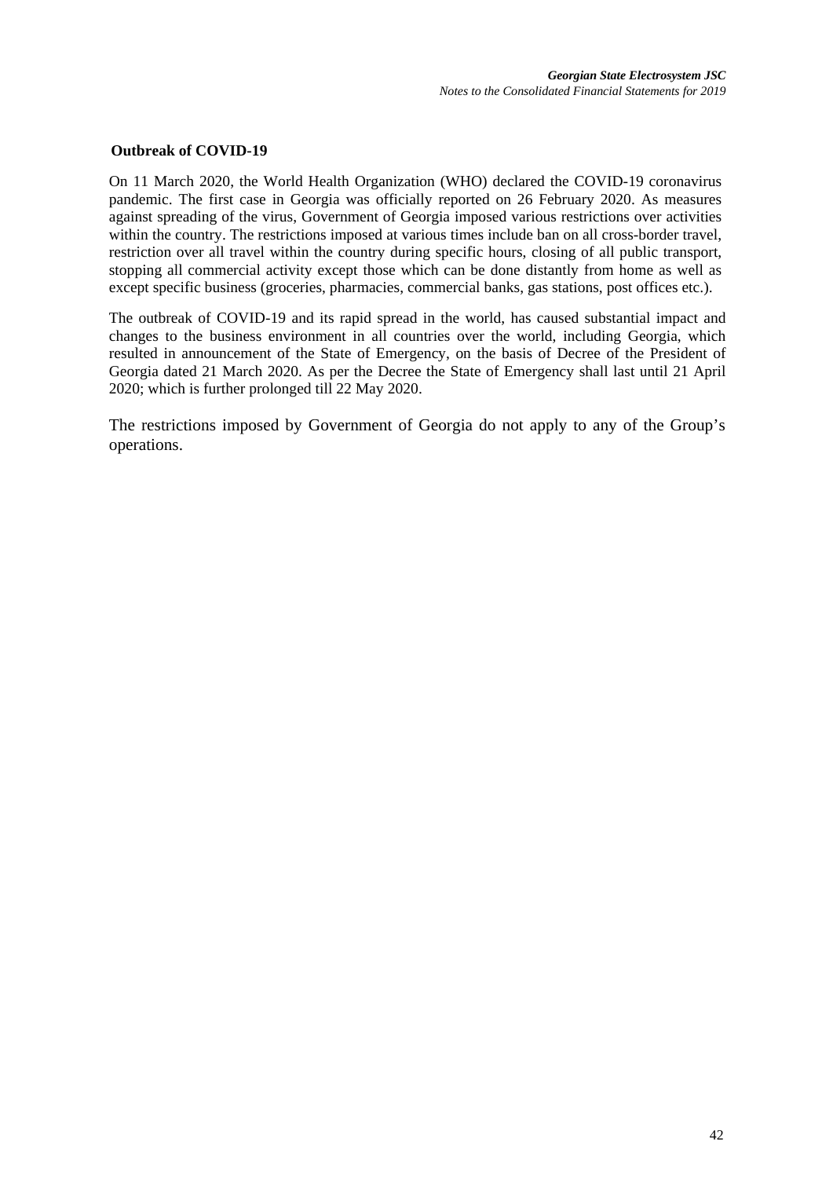## Outbreak of COVID-19

On 11 March 2020, the World Health Organization (WHO) declared the COVID-19 coronavirus pandemic. The first case in Georgia was officially reported on 26 February 2020. As measures against spreading of the virus, Government of Georgia imposed various restrictions over activities within the country. The restrictions imposed at various times include ban on all cross-border travel, restriction over all travel within the country during specific hours, closing of all public transport, stopping all commercial activity except those which can be done distantly from home as well as except specific business (groceries, pharmacies, commercial banks, gas stations, post offices etc.).

The outbreak of COVID-19 and its rapid spread in the world, has caused substantial impact and changes to the business environment in all countries over the world, including Georgia, which resulted in announcement of the State of Emergency, on the basis of Decree of the President of Georgia dated 21 March 2020. As per the Decree the State of Emergency shall last until 21 April 2020; which is further prolonged till 22 May 2020.

The restrictions imposed by Government of Georgia do not apply to any of the Group's operations.